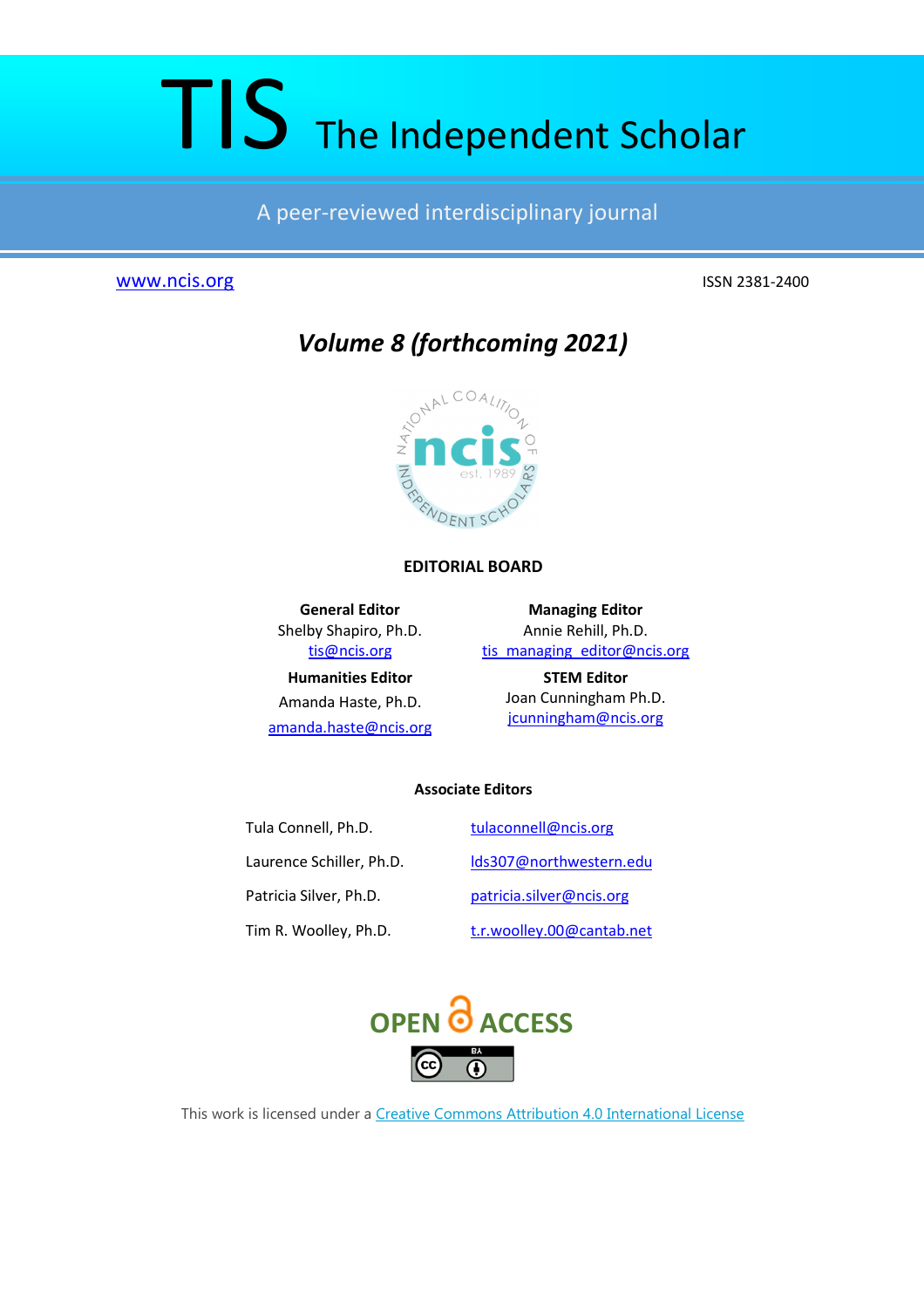# TIS The Independent Scholar

A peer-reviewed interdisciplinary journal

www.ncis.org

ISSN 2381-2400

## *Volume 8 (forthcoming 2021)*

**EDITORIAL BOARD**

**General Editor**
Shelby Shapiro, Ph.D.
tis@ncis.org

**Managing Editor**
Annie Rehill, Ph.D.
tis_managing_editor@ncis.org

**Humanities Editor**
Amanda Haste, Ph.D.
amanda.haste@ncis.org

**STEM Editor**
Joan Cunningham Ph.D.
jcunningham@ncis.org

**Associate Editors**

| | |
|---|---|
| Tula Connell, Ph.D. | tulaconnell@ncis.org |
| Laurence Schiller, Ph.D. | lds307@northwestern.edu |
| Patricia Silver, Ph.D. | patricia.silver@ncis.org |
| Tim R. Woolley, Ph.D. | t.r.woolley.00@cantab.net |

OPEN ACCESS

This work is licensed under a Creative Commons Attribution 4.0 International License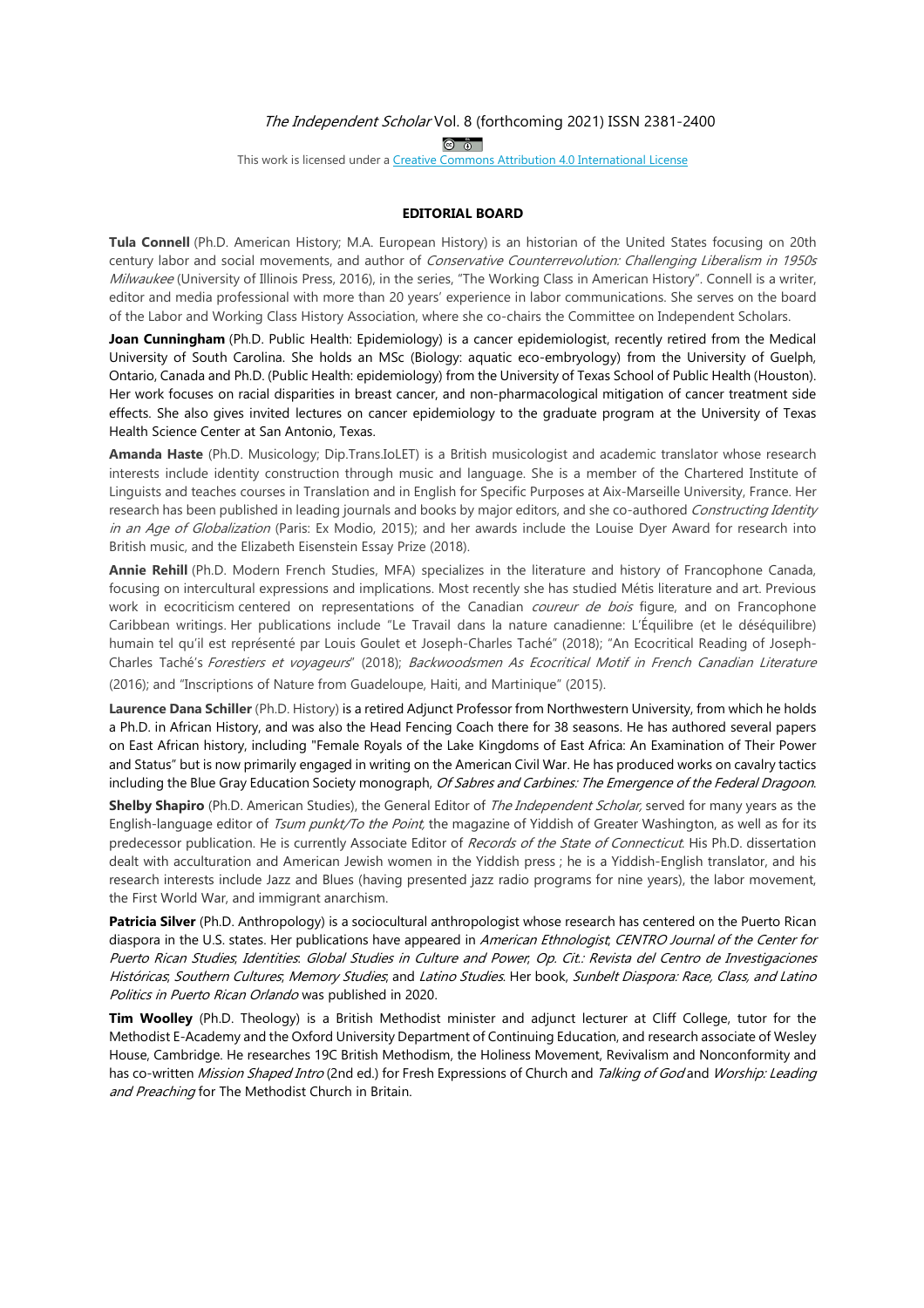## EDITORIAL BOARD

**Tula Connell** (Ph.D. American History; M.A. European History) is an historian of the United States focusing on 20th century labor and social movements, and author of *Conservative Counterrevolution: Challenging Liberalism in 1950s Milwaukee* (University of Illinois Press, 2016), in the series, "The Working Class in American History". Connell is a writer, editor and media professional with more than 20 years' experience in labor communications. She serves on the board of the Labor and Working Class History Association, where she co-chairs the Committee on Independent Scholars.

**Joan Cunningham** (Ph.D. Public Health: Epidemiology) is a cancer epidemiologist, recently retired from the Medical University of South Carolina. She holds an MSc (Biology: aquatic eco-embryology) from the University of Guelph, Ontario, Canada and Ph.D. (Public Health: epidemiology) from the University of Texas School of Public Health (Houston). Her work focuses on racial disparities in breast cancer, and non-pharmacological mitigation of cancer treatment side effects. She also gives invited lectures on cancer epidemiology to the graduate program at the University of Texas Health Science Center at San Antonio, Texas.

**Amanda Haste** (Ph.D. Musicology; Dip.Trans.IoLET) is a British musicologist and academic translator whose research interests include identity construction through music and language. She is a member of the Chartered Institute of Linguists and teaches courses in Translation and in English for Specific Purposes at Aix-Marseille University, France. Her research has been published in leading journals and books by major editors, and she co-authored *Constructing Identity in an Age of Globalization* (Paris: Ex Modio, 2015); and her awards include the Louise Dyer Award for research into British music, and the Elizabeth Eisenstein Essay Prize (2018).

**Annie Rehill** (Ph.D. Modern French Studies, MFA) specializes in the literature and history of Francophone Canada, focusing on intercultural expressions and implications. Most recently she has studied Métis literature and art. Previous work in ecocriticism centered on representations of the Canadian *coureur de bois* figure, and on Francophone Caribbean writings. Her publications include "Le Travail dans la nature canadienne: L'Équilibre (et le déséquilibre) humain tel qu'il est représenté par Louis Goulet et Joseph-Charles Taché" (2018); "An Ecocritical Reading of Joseph-Charles Taché's *Forestiers et voyageurs*" (2018); *Backwoodsmen As Ecocritical Motif in French Canadian Literature* (2016); and "Inscriptions of Nature from Guadeloupe, Haiti, and Martinique" (2015).

**Laurence Dana Schiller** (Ph.D. History) is a retired Adjunct Professor from Northwestern University, from which he holds a Ph.D. in African History, and was also the Head Fencing Coach there for 38 seasons. He has authored several papers on East African history, including "Female Royals of the Lake Kingdoms of East Africa: An Examination of Their Power and Status" but is now primarily engaged in writing on the American Civil War. He has produced works on cavalry tactics including the Blue Gray Education Society monograph, *Of Sabres and Carbines: The Emergence of the Federal Dragoon*.

**Shelby Shapiro** (Ph.D. American Studies), the General Editor of *The Independent Scholar,* served for many years as the English-language editor of *Tsum punkt/To the Point*, the magazine of Yiddish of Greater Washington, as well as for its predecessor publication. He is currently Associate Editor of *Records of the State of Connecticut*. His Ph.D. dissertation dealt with acculturation and American Jewish women in the Yiddish press ; he is a Yiddish-English translator, and his research interests include Jazz and Blues (having presented jazz radio programs for nine years), the labor movement, the First World War, and immigrant anarchism.

**Patricia Silver** (Ph.D. Anthropology) is a sociocultural anthropologist whose research has centered on the Puerto Rican diaspora in the U.S. states. Her publications have appeared in *American Ethnologist*; *CENTRO Journal of the Center for Puerto Rican Studies*; *Identities: Global Studies in Culture and Power*; *Op. Cit.: Revista del Centro de Investigaciones Históricas*; *Southern Cultures*; *Memory Studies*; and *Latino Studies*. Her book, *Sunbelt Diaspora: Race, Class, and Latino Politics in Puerto Rican Orlando* was published in 2020.

**Tim Woolley** (Ph.D. Theology) is a British Methodist minister and adjunct lecturer at Cliff College, tutor for the Methodist E-Academy and the Oxford University Department of Continuing Education, and research associate of Wesley House, Cambridge. He researches 19C British Methodism, the Holiness Movement, Revivalism and Nonconformity and has co-written *Mission Shaped Intro* (2nd ed.) for Fresh Expressions of Church and *Talking of God* and *Worship: Leading and Preaching* for The Methodist Church in Britain.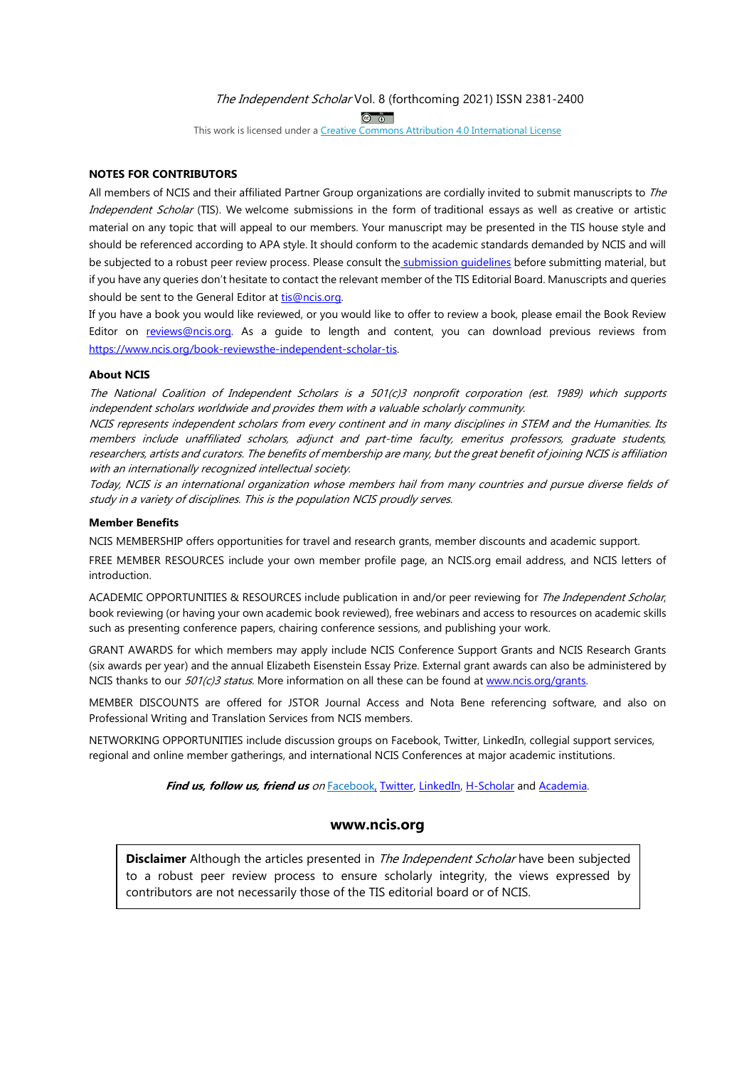*The Independent Scholar* Vol. 8 (forthcoming 2021) ISSN 2381-2400

This work is licensed under a Creative Commons Attribution 4.0 International License

**NOTES FOR CONTRIBUTORS**

All members of NCIS and their affiliated Partner Group organizations are cordially invited to submit manuscripts to *The Independent Scholar* (TIS). We welcome submissions in the form of traditional essays as well as creative or artistic material on any topic that will appeal to our members. Your manuscript may be presented in the TIS house style and should be referenced according to APA style. It should conform to the academic standards demanded by NCIS and will be subjected to a robust peer review process. Please consult the submission guidelines before submitting material, but if you have any queries don't hesitate to contact the relevant member of the TIS Editorial Board. Manuscripts and queries should be sent to the General Editor at tis@ncis.org.

If you have a book you would like reviewed, or you would like to offer to review a book, please email the Book Review Editor on reviews@ncis.org. As a guide to length and content, you can download previous reviews from https://www.ncis.org/book-reviewsthe-independent-scholar-tis.

**About NCIS**

*The National Coalition of Independent Scholars is a 501(c)3 nonprofit corporation (est. 1989) which supports independent scholars worldwide and provides them with a valuable scholarly community.*

*NCIS represents independent scholars from every continent and in many disciplines in STEM and the Humanities. Its members include unaffiliated scholars, adjunct and part-time faculty, emeritus professors, graduate students, researchers, artists and curators. The benefits of membership are many, but the great benefit of joining NCIS is affiliation with an internationally recognized intellectual society.*

*Today, NCIS is an international organization whose members hail from many countries and pursue diverse fields of study in a variety of disciplines. This is the population NCIS proudly serves.*

**Member Benefits**

NCIS MEMBERSHIP offers opportunities for travel and research grants, member discounts and academic support.

FREE MEMBER RESOURCES include your own member profile page, an NCIS.org email address, and NCIS letters of introduction.

ACADEMIC OPPORTUNITIES & RESOURCES include publication in and/or peer reviewing for *The Independent Scholar*, book reviewing (or having your own academic book reviewed), free webinars and access to resources on academic skills such as presenting conference papers, chairing conference sessions, and publishing your work.

GRANT AWARDS for which members may apply include NCIS Conference Support Grants and NCIS Research Grants (six awards per year) and the annual Elizabeth Eisenstein Essay Prize. External grant awards can also be administered by NCIS thanks to our *501(c)3 status*. More information on all these can be found at www.ncis.org/grants.

MEMBER DISCOUNTS are offered for JSTOR Journal Access and Nota Bene referencing software, and also on Professional Writing and Translation Services from NCIS members.

NETWORKING OPPORTUNITIES include discussion groups on Facebook, Twitter, LinkedIn, collegial support services, regional and online member gatherings, and international NCIS Conferences at major academic institutions.

***Find us, follow us, friend us*** on Facebook, Twitter, LinkedIn, H-Scholar and Academia.

**www.ncis.org**

**Disclaimer** Although the articles presented in *The Independent Scholar* have been subjected to a robust peer review process to ensure scholarly integrity, the views expressed by contributors are not necessarily those of the TIS editorial board or of NCIS.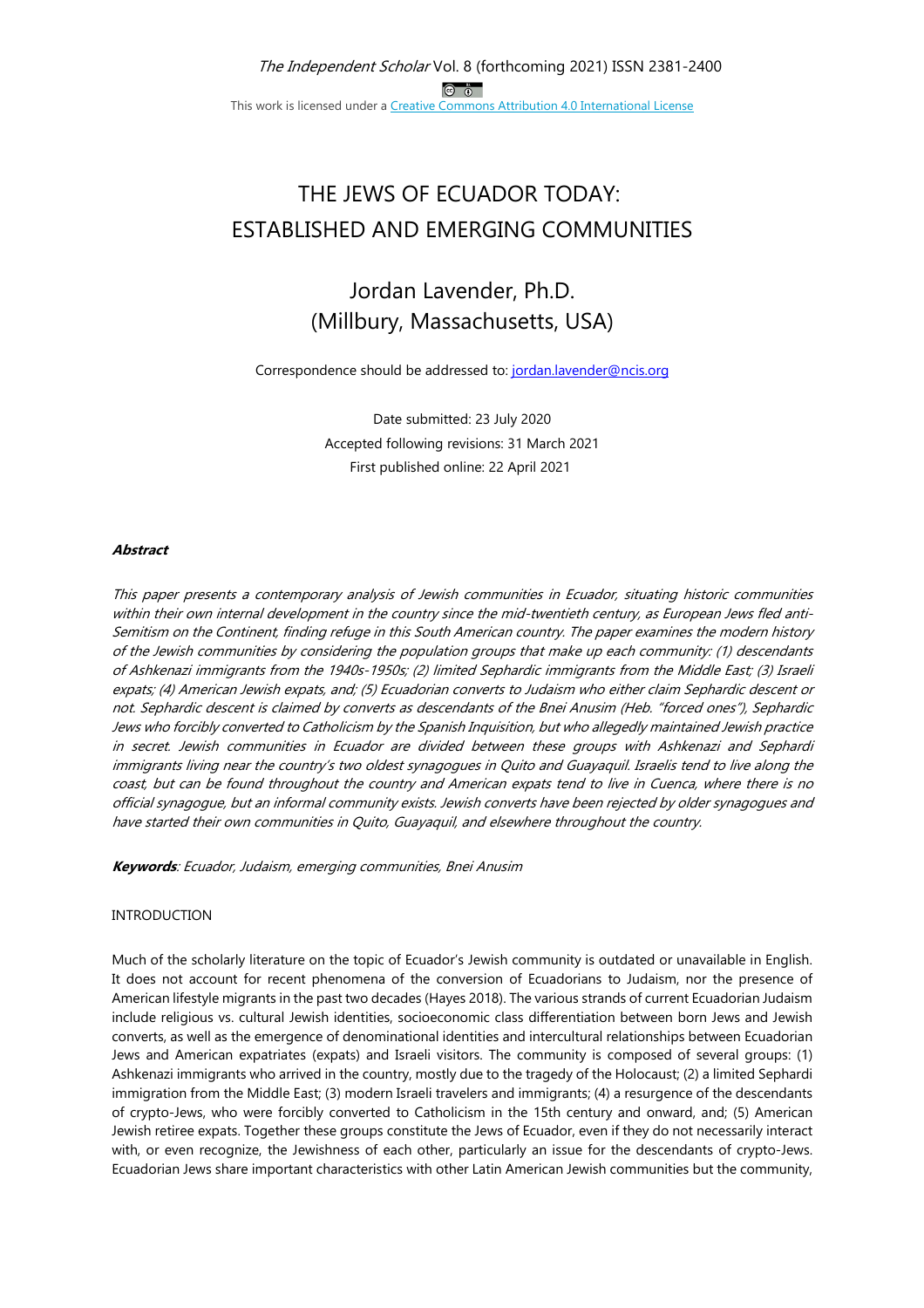*The Independent Scholar* Vol. 8 (forthcoming 2021) ISSN 2381-2400

This work is licensed under a [Creative Commons Attribution 4.0 International License](https://creativecommons.org/licenses/by/4.0/)

# THE JEWS OF ECUADOR TODAY: ESTABLISHED AND EMERGING COMMUNITIES

## Jordan Lavender, Ph.D. (Millbury, Massachusetts, USA)

Correspondence should be addressed to: [jordan.lavender@ncis.org](mailto:jordan.lavender@ncis.org)

Date submitted: 23 July 2020

Accepted following revisions: 31 March 2021

First published online: 22 April 2021

***Abstract***

*This paper presents a contemporary analysis of Jewish communities in Ecuador, situating historic communities within their own internal development in the country since the mid-twentieth century, as European Jews fled anti-Semitism on the Continent, finding refuge in this South American country. The paper examines the modern history of the Jewish communities by considering the population groups that make up each community: (1) descendants of Ashkenazi immigrants from the 1940s-1950s; (2) limited Sephardic immigrants from the Middle East; (3) Israeli expats; (4) American Jewish expats, and; (5) Ecuadorian converts to Judaism who either claim Sephardic descent or not. Sephardic descent is claimed by converts as descendants of the Bnei Anusim (Heb. "forced ones"), Sephardic Jews who forcibly converted to Catholicism by the Spanish Inquisition, but who allegedly maintained Jewish practice in secret. Jewish communities in Ecuador are divided between these groups with Ashkenazi and Sephardi immigrants living near the country's two oldest synagogues in Quito and Guayaquil. Israelis tend to live along the coast, but can be found throughout the country and American expats tend to live in Cuenca, where there is no official synagogue, but an informal community exists. Jewish converts have been rejected by older synagogues and have started their own communities in Quito, Guayaquil, and elsewhere throughout the country.*

***Keywords***: *Ecuador, Judaism, emerging communities, Bnei Anusim*

INTRODUCTION

Much of the scholarly literature on the topic of Ecuador's Jewish community is outdated or unavailable in English. It does not account for recent phenomena of the conversion of Ecuadorians to Judaism, nor the presence of American lifestyle migrants in the past two decades (Hayes 2018). The various strands of current Ecuadorian Judaism include religious vs. cultural Jewish identities, socioeconomic class differentiation between born Jews and Jewish converts, as well as the emergence of denominational identities and intercultural relationships between Ecuadorian Jews and American expatriates (expats) and Israeli visitors. The community is composed of several groups: (1) Ashkenazi immigrants who arrived in the country, mostly due to the tragedy of the Holocaust; (2) a limited Sephardi immigration from the Middle East; (3) modern Israeli travelers and immigrants; (4) a resurgence of the descendants of crypto-Jews, who were forcibly converted to Catholicism in the 15th century and onward, and; (5) American Jewish retiree expats. Together these groups constitute the Jews of Ecuador, even if they do not necessarily interact with, or even recognize, the Jewishness of each other, particularly an issue for the descendants of crypto-Jews. Ecuadorian Jews share important characteristics with other Latin American Jewish communities but the community,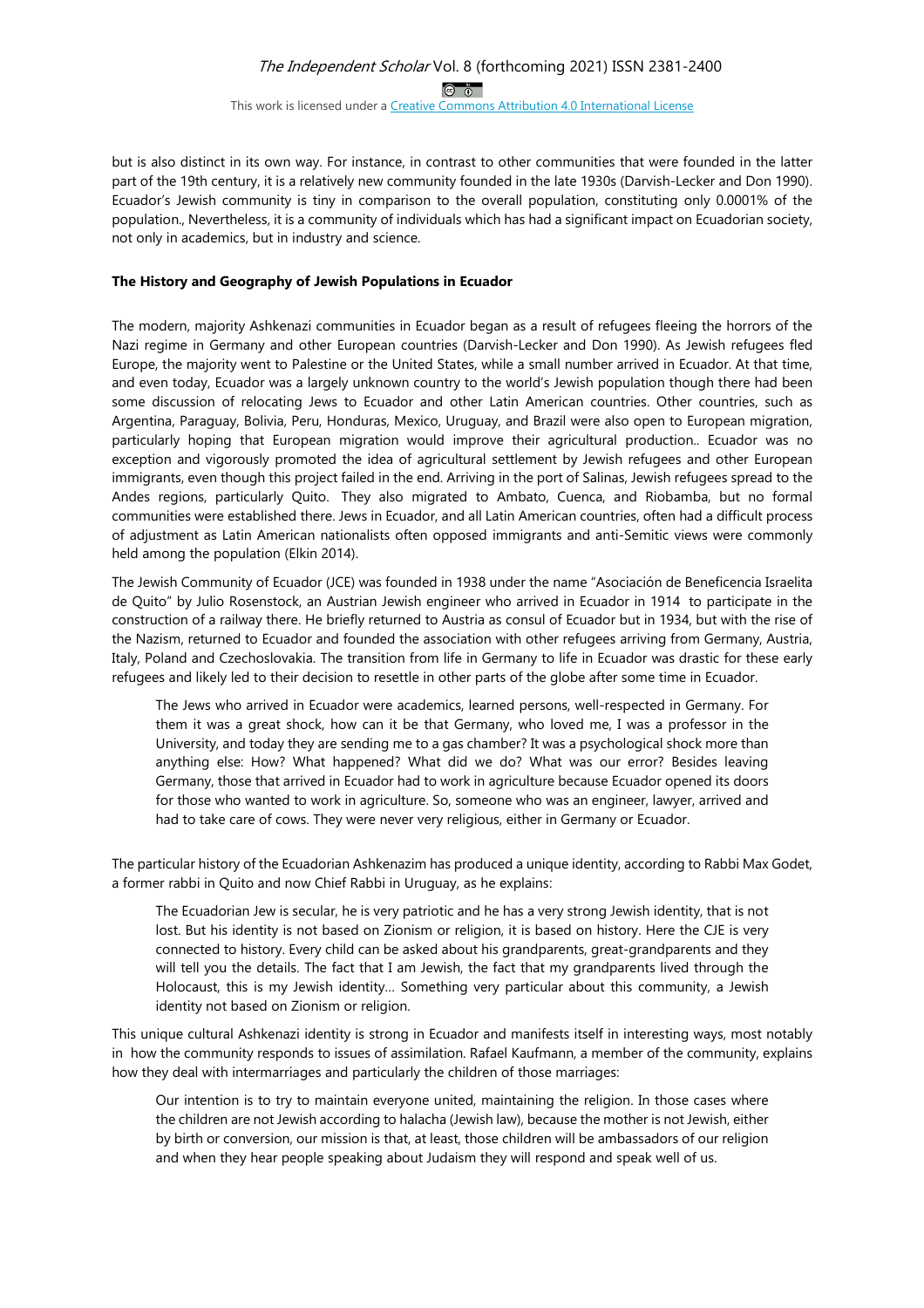but is also distinct in its own way. For instance, in contrast to other communities that were founded in the latter part of the 19th century, it is a relatively new community founded in the late 1930s (Darvish-Lecker and Don 1990). Ecuador's Jewish community is tiny in comparison to the overall population, constituting only 0.0001% of the population., Nevertheless, it is a community of individuals which has had a significant impact on Ecuadorian society, not only in academics, but in industry and science.

**The History and Geography of Jewish Populations in Ecuador**

The modern, majority Ashkenazi communities in Ecuador began as a result of refugees fleeing the horrors of the Nazi regime in Germany and other European countries (Darvish-Lecker and Don 1990). As Jewish refugees fled Europe, the majority went to Palestine or the United States, while a small number arrived in Ecuador. At that time, and even today, Ecuador was a largely unknown country to the world's Jewish population though there had been some discussion of relocating Jews to Ecuador and other Latin American countries. Other countries, such as Argentina, Paraguay, Bolivia, Peru, Honduras, Mexico, Uruguay, and Brazil were also open to European migration, particularly hoping that European migration would improve their agricultural production.. Ecuador was no exception and vigorously promoted the idea of agricultural settlement by Jewish refugees and other European immigrants, even though this project failed in the end. Arriving in the port of Salinas, Jewish refugees spread to the Andes regions, particularly Quito. They also migrated to Ambato, Cuenca, and Riobamba, but no formal communities were established there. Jews in Ecuador, and all Latin American countries, often had a difficult process of adjustment as Latin American nationalists often opposed immigrants and anti-Semitic views were commonly held among the population (Elkin 2014).

The Jewish Community of Ecuador (JCE) was founded in 1938 under the name "Asociación de Beneficencia Israelita de Quito" by Julio Rosenstock, an Austrian Jewish engineer who arrived in Ecuador in 1914 to participate in the construction of a railway there. He briefly returned to Austria as consul of Ecuador but in 1934, but with the rise of the Nazism, returned to Ecuador and founded the association with other refugees arriving from Germany, Austria, Italy, Poland and Czechoslovakia. The transition from life in Germany to life in Ecuador was drastic for these early refugees and likely led to their decision to resettle in other parts of the globe after some time in Ecuador.

> The Jews who arrived in Ecuador were academics, learned persons, well-respected in Germany. For them it was a great shock, how can it be that Germany, who loved me, I was a professor in the University, and today they are sending me to a gas chamber? It was a psychological shock more than anything else: How? What happened? What did we do? What was our error? Besides leaving Germany, those that arrived in Ecuador had to work in agriculture because Ecuador opened its doors for those who wanted to work in agriculture. So, someone who was an engineer, lawyer, arrived and had to take care of cows. They were never very religious, either in Germany or Ecuador.

The particular history of the Ecuadorian Ashkenazim has produced a unique identity, according to Rabbi Max Godet, a former rabbi in Quito and now Chief Rabbi in Uruguay, as he explains:

> The Ecuadorian Jew is secular, he is very patriotic and he has a very strong Jewish identity, that is not lost. But his identity is not based on Zionism or religion, it is based on history. Here the CJE is very connected to history. Every child can be asked about his grandparents, great-grandparents and they will tell you the details. The fact that I am Jewish, the fact that my grandparents lived through the Holocaust, this is my Jewish identity… Something very particular about this community, a Jewish identity not based on Zionism or religion.

This unique cultural Ashkenazi identity is strong in Ecuador and manifests itself in interesting ways, most notably in how the community responds to issues of assimilation. Rafael Kaufmann, a member of the community, explains how they deal with intermarriages and particularly the children of those marriages:

> Our intention is to try to maintain everyone united, maintaining the religion. In those cases where the children are not Jewish according to halacha (Jewish law), because the mother is not Jewish, either by birth or conversion, our mission is that, at least, those children will be ambassadors of our religion and when they hear people speaking about Judaism they will respond and speak well of us.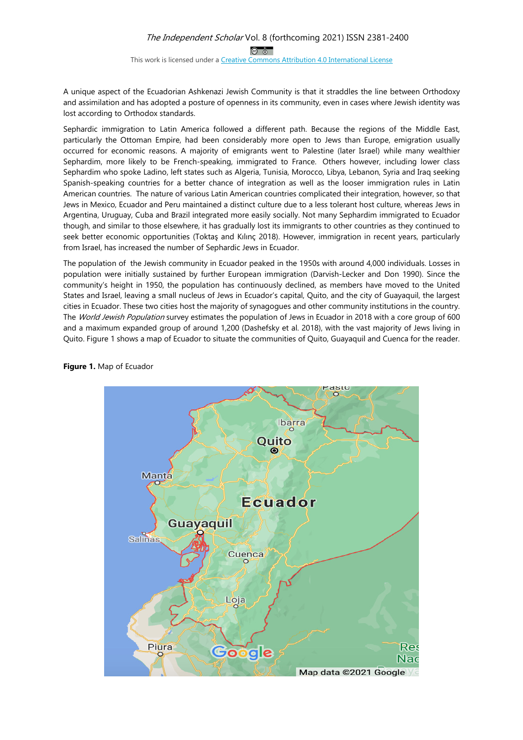A unique aspect of the Ecuadorian Ashkenazi Jewish Community is that it straddles the line between Orthodoxy and assimilation and has adopted a posture of openness in its community, even in cases where Jewish identity was lost according to Orthodox standards.

Sephardic immigration to Latin America followed a different path. Because the regions of the Middle East, particularly the Ottoman Empire, had been considerably more open to Jews than Europe, emigration usually occurred for economic reasons. A majority of emigrants went to Palestine (later Israel) while many wealthier Sephardim, more likely to be French-speaking, immigrated to France. Others however, including lower class Sephardim who spoke Ladino, left states such as Algeria, Tunisia, Morocco, Libya, Lebanon, Syria and Iraq seeking Spanish-speaking countries for a better chance of integration as well as the looser immigration rules in Latin American countries. The nature of various Latin American countries complicated their integration, however, so that Jews in Mexico, Ecuador and Peru maintained a distinct culture due to a less tolerant host culture, whereas Jews in Argentina, Uruguay, Cuba and Brazil integrated more easily socially. Not many Sephardim immigrated to Ecuador though, and similar to those elsewhere, it has gradually lost its immigrants to other countries as they continued to seek better economic opportunities (Toktaş and Kılınç 2018). However, immigration in recent years, particularly from Israel, has increased the number of Sephardic Jews in Ecuador.

The population of the Jewish community in Ecuador peaked in the 1950s with around 4,000 individuals. Losses in population were initially sustained by further European immigration (Darvish-Lecker and Don 1990). Since the community's height in 1950, the population has continuously declined, as members have moved to the United States and Israel, leaving a small nucleus of Jews in Ecuador's capital, Quito, and the city of Guayaquil, the largest cities in Ecuador. These two cities host the majority of synagogues and other community institutions in the country. The *World Jewish Population* survey estimates the population of Jews in Ecuador in 2018 with a core group of 600 and a maximum expanded group of around 1,200 (Dashefsky et al. 2018), with the vast majority of Jews living in Quito. Figure 1 shows a map of Ecuador to situate the communities of Quito, Guayaquil and Cuenca for the reader.

**Figure 1.** Map of Ecuador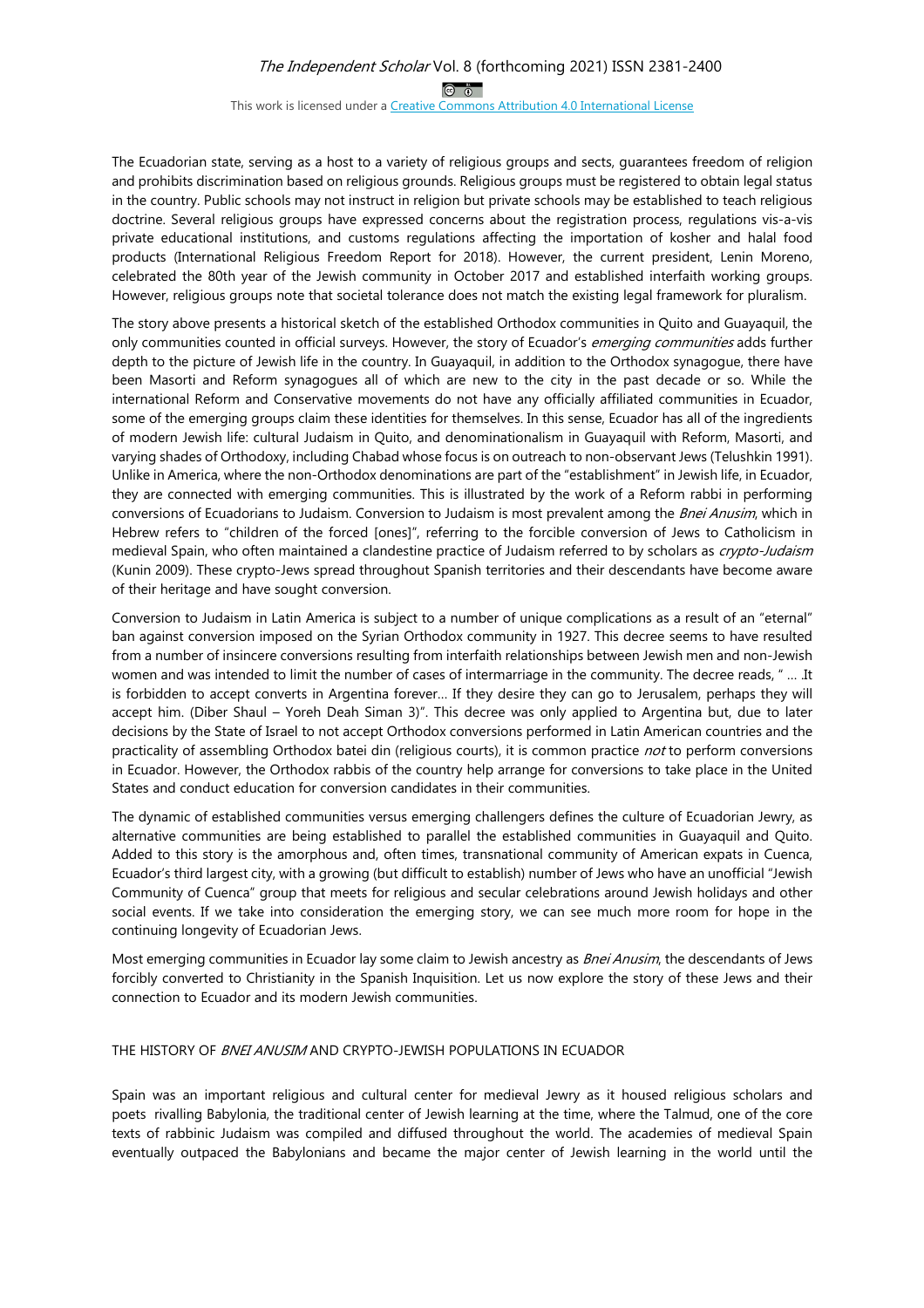The Ecuadorian state, serving as a host to a variety of religious groups and sects, guarantees freedom of religion and prohibits discrimination based on religious grounds. Religious groups must be registered to obtain legal status in the country. Public schools may not instruct in religion but private schools may be established to teach religious doctrine. Several religious groups have expressed concerns about the registration process, regulations vis-a-vis private educational institutions, and customs regulations affecting the importation of kosher and halal food products (International Religious Freedom Report for 2018). However, the current president, Lenin Moreno, celebrated the 80th year of the Jewish community in October 2017 and established interfaith working groups. However, religious groups note that societal tolerance does not match the existing legal framework for pluralism.

The story above presents a historical sketch of the established Orthodox communities in Quito and Guayaquil, the only communities counted in official surveys. However, the story of Ecuador's *emerging communities* adds further depth to the picture of Jewish life in the country. In Guayaquil, in addition to the Orthodox synagogue, there have been Masorti and Reform synagogues all of which are new to the city in the past decade or so. While the international Reform and Conservative movements do not have any officially affiliated communities in Ecuador, some of the emerging groups claim these identities for themselves. In this sense, Ecuador has all of the ingredients of modern Jewish life: cultural Judaism in Quito, and denominationalism in Guayaquil with Reform, Masorti, and varying shades of Orthodoxy, including Chabad whose focus is on outreach to non-observant Jews (Telushkin 1991). Unlike in America, where the non-Orthodox denominations are part of the "establishment" in Jewish life, in Ecuador, they are connected with emerging communities. This is illustrated by the work of a Reform rabbi in performing conversions of Ecuadorians to Judaism. Conversion to Judaism is most prevalent among the *Bnei Anusim*, which in Hebrew refers to "children of the forced [ones]", referring to the forcible conversion of Jews to Catholicism in medieval Spain, who often maintained a clandestine practice of Judaism referred to by scholars as *crypto-Judaism* (Kunin 2009). These crypto-Jews spread throughout Spanish territories and their descendants have become aware of their heritage and have sought conversion.

Conversion to Judaism in Latin America is subject to a number of unique complications as a result of an "eternal" ban against conversion imposed on the Syrian Orthodox community in 1927. This decree seems to have resulted from a number of insincere conversions resulting from interfaith relationships between Jewish men and non-Jewish women and was intended to limit the number of cases of intermarriage in the community. The decree reads, " … .It is forbidden to accept converts in Argentina forever… If they desire they can go to Jerusalem, perhaps they will accept him. (Diber Shaul – Yoreh Deah Siman 3)". This decree was only applied to Argentina but, due to later decisions by the State of Israel to not accept Orthodox conversions performed in Latin American countries and the practicality of assembling Orthodox batei din (religious courts), it is common practice *not* to perform conversions in Ecuador. However, the Orthodox rabbis of the country help arrange for conversions to take place in the United States and conduct education for conversion candidates in their communities.

The dynamic of established communities versus emerging challengers defines the culture of Ecuadorian Jewry, as alternative communities are being established to parallel the established communities in Guayaquil and Quito. Added to this story is the amorphous and, often times, transnational community of American expats in Cuenca, Ecuador's third largest city, with a growing (but difficult to establish) number of Jews who have an unofficial "Jewish Community of Cuenca" group that meets for religious and secular celebrations around Jewish holidays and other social events. If we take into consideration the emerging story, we can see much more room for hope in the continuing longevity of Ecuadorian Jews.

Most emerging communities in Ecuador lay some claim to Jewish ancestry as *Bnei Anusim*, the descendants of Jews forcibly converted to Christianity in the Spanish Inquisition. Let us now explore the story of these Jews and their connection to Ecuador and its modern Jewish communities.

## THE HISTORY OF *BNEI ANUSIM* AND CRYPTO-JEWISH POPULATIONS IN ECUADOR

Spain was an important religious and cultural center for medieval Jewry as it housed religious scholars and poets rivalling Babylonia, the traditional center of Jewish learning at the time, where the Talmud, one of the core texts of rabbinic Judaism was compiled and diffused throughout the world. The academies of medieval Spain eventually outpaced the Babylonians and became the major center of Jewish learning in the world until the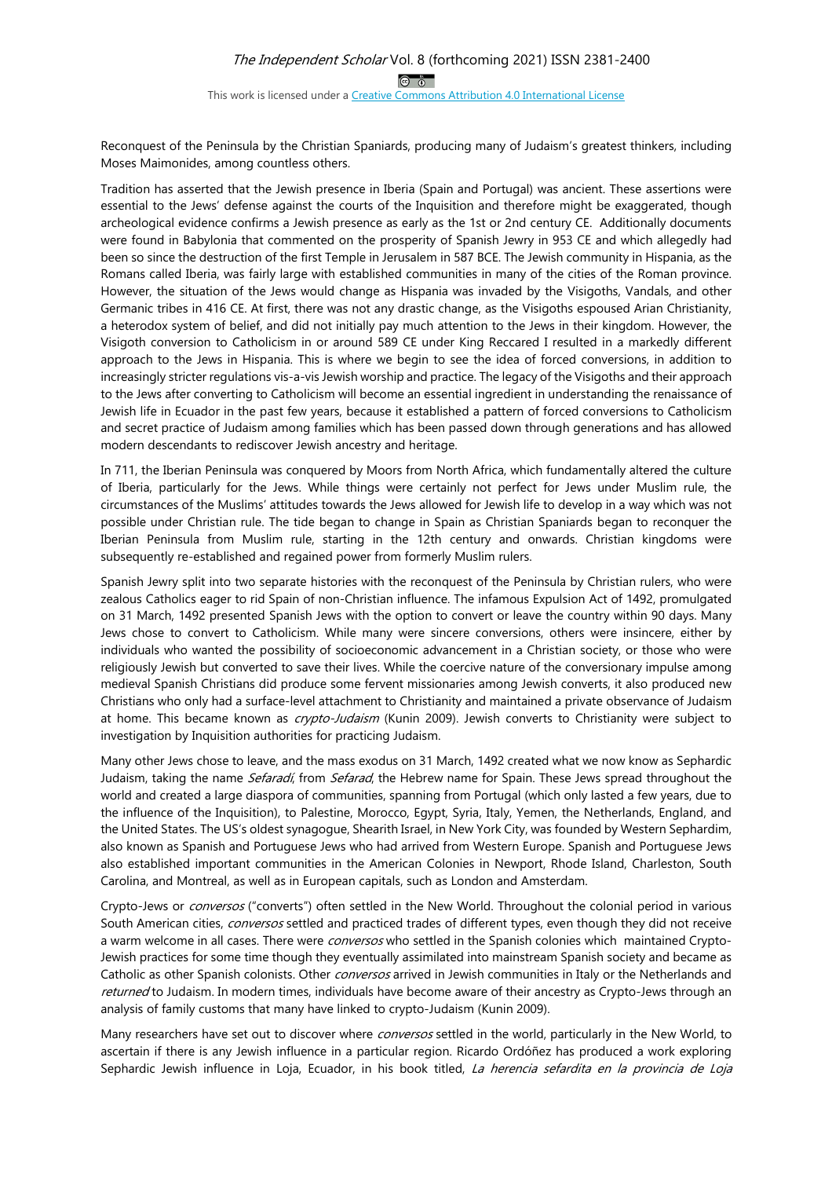Reconquest of the Peninsula by the Christian Spaniards, producing many of Judaism's greatest thinkers, including Moses Maimonides, among countless others.

Tradition has asserted that the Jewish presence in Iberia (Spain and Portugal) was ancient. These assertions were essential to the Jews' defense against the courts of the Inquisition and therefore might be exaggerated, though archeological evidence confirms a Jewish presence as early as the 1st or 2nd century CE. Additionally documents were found in Babylonia that commented on the prosperity of Spanish Jewry in 953 CE and which allegedly had been so since the destruction of the first Temple in Jerusalem in 587 BCE. The Jewish community in Hispania, as the Romans called Iberia, was fairly large with established communities in many of the cities of the Roman province. However, the situation of the Jews would change as Hispania was invaded by the Visigoths, Vandals, and other Germanic tribes in 416 CE. At first, there was not any drastic change, as the Visigoths espoused Arian Christianity, a heterodox system of belief, and did not initially pay much attention to the Jews in their kingdom. However, the Visigoth conversion to Catholicism in or around 589 CE under King Reccared I resulted in a markedly different approach to the Jews in Hispania. This is where we begin to see the idea of forced conversions, in addition to increasingly stricter regulations vis-a-vis Jewish worship and practice. The legacy of the Visigoths and their approach to the Jews after converting to Catholicism will become an essential ingredient in understanding the renaissance of Jewish life in Ecuador in the past few years, because it established a pattern of forced conversions to Catholicism and secret practice of Judaism among families which has been passed down through generations and has allowed modern descendants to rediscover Jewish ancestry and heritage.

In 711, the Iberian Peninsula was conquered by Moors from North Africa, which fundamentally altered the culture of Iberia, particularly for the Jews. While things were certainly not perfect for Jews under Muslim rule, the circumstances of the Muslims' attitudes towards the Jews allowed for Jewish life to develop in a way which was not possible under Christian rule. The tide began to change in Spain as Christian Spaniards began to reconquer the Iberian Peninsula from Muslim rule, starting in the 12th century and onwards. Christian kingdoms were subsequently re-established and regained power from formerly Muslim rulers.

Spanish Jewry split into two separate histories with the reconquest of the Peninsula by Christian rulers, who were zealous Catholics eager to rid Spain of non-Christian influence. The infamous Expulsion Act of 1492, promulgated on 31 March, 1492 presented Spanish Jews with the option to convert or leave the country within 90 days. Many Jews chose to convert to Catholicism. While many were sincere conversions, others were insincere, either by individuals who wanted the possibility of socioeconomic advancement in a Christian society, or those who were religiously Jewish but converted to save their lives. While the coercive nature of the conversionary impulse among medieval Spanish Christians did produce some fervent missionaries among Jewish converts, it also produced new Christians who only had a surface-level attachment to Christianity and maintained a private observance of Judaism at home. This became known as *crypto-Judaism* (Kunin 2009). Jewish converts to Christianity were subject to investigation by Inquisition authorities for practicing Judaism.

Many other Jews chose to leave, and the mass exodus on 31 March, 1492 created what we now know as Sephardic Judaism, taking the name *Sefaradí*, from *Sefarad*, the Hebrew name for Spain. These Jews spread throughout the world and created a large diaspora of communities, spanning from Portugal (which only lasted a few years, due to the influence of the Inquisition), to Palestine, Morocco, Egypt, Syria, Italy, Yemen, the Netherlands, England, and the United States. The US's oldest synagogue, Shearith Israel, in New York City, was founded by Western Sephardim, also known as Spanish and Portuguese Jews who had arrived from Western Europe. Spanish and Portuguese Jews also established important communities in the American Colonies in Newport, Rhode Island, Charleston, South Carolina, and Montreal, as well as in European capitals, such as London and Amsterdam.

Crypto-Jews or *conversos* ("converts") often settled in the New World. Throughout the colonial period in various South American cities, *conversos* settled and practiced trades of different types, even though they did not receive a warm welcome in all cases. There were *conversos* who settled in the Spanish colonies which maintained Crypto-Jewish practices for some time though they eventually assimilated into mainstream Spanish society and became as Catholic as other Spanish colonists. Other *conversos* arrived in Jewish communities in Italy or the Netherlands and *returned* to Judaism. In modern times, individuals have become aware of their ancestry as Crypto-Jews through an analysis of family customs that many have linked to crypto-Judaism (Kunin 2009).

Many researchers have set out to discover where *conversos* settled in the world, particularly in the New World, to ascertain if there is any Jewish influence in a particular region. Ricardo Ordóñez has produced a work exploring Sephardic Jewish influence in Loja, Ecuador, in his book titled, *La herencia sefardita en la provincia de Loja*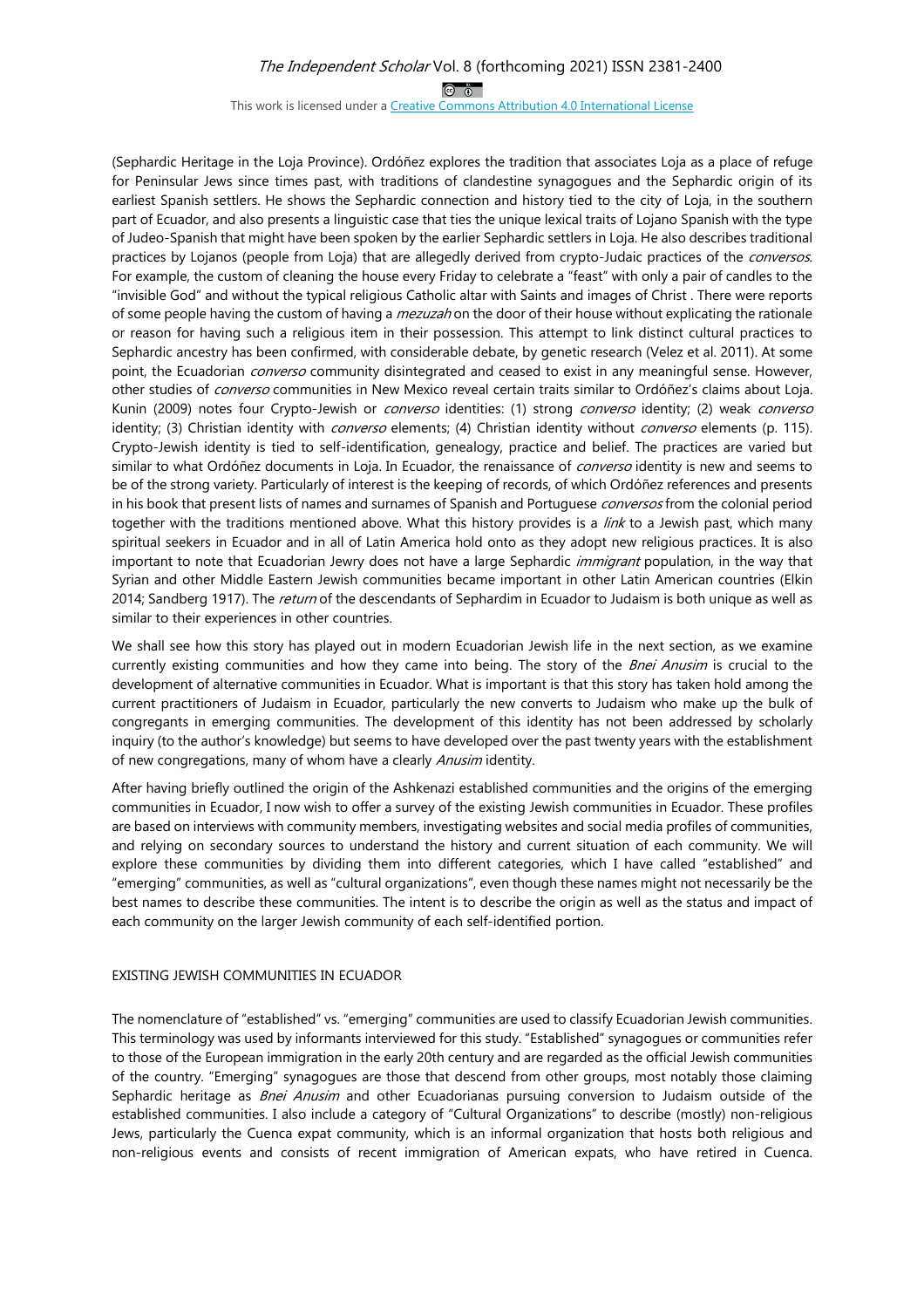(Sephardic Heritage in the Loja Province). Ordóñez explores the tradition that associates Loja as a place of refuge for Peninsular Jews since times past, with traditions of clandestine synagogues and the Sephardic origin of its earliest Spanish settlers. He shows the Sephardic connection and history tied to the city of Loja, in the southern part of Ecuador, and also presents a linguistic case that ties the unique lexical traits of Lojano Spanish with the type of Judeo-Spanish that might have been spoken by the earlier Sephardic settlers in Loja. He also describes traditional practices by Lojanos (people from Loja) that are allegedly derived from crypto-Judaic practices of the *conversos*. For example, the custom of cleaning the house every Friday to celebrate a "feast" with only a pair of candles to the "invisible God" and without the typical religious Catholic altar with Saints and images of Christ . There were reports of some people having the custom of having a *mezuzah* on the door of their house without explicating the rationale or reason for having such a religious item in their possession. This attempt to link distinct cultural practices to Sephardic ancestry has been confirmed, with considerable debate, by genetic research (Velez et al. 2011). At some point, the Ecuadorian *converso* community disintegrated and ceased to exist in any meaningful sense. However, other studies of *converso* communities in New Mexico reveal certain traits similar to Ordóñez's claims about Loja. Kunin (2009) notes four Crypto-Jewish or *converso* identities: (1) strong *converso* identity; (2) weak *converso* identity; (3) Christian identity with *converso* elements; (4) Christian identity without *converso* elements (p. 115). Crypto-Jewish identity is tied to self-identification, genealogy, practice and belief. The practices are varied but similar to what Ordóñez documents in Loja. In Ecuador, the renaissance of *converso* identity is new and seems to be of the strong variety. Particularly of interest is the keeping of records, of which Ordóñez references and presents in his book that present lists of names and surnames of Spanish and Portuguese *conversos* from the colonial period together with the traditions mentioned above. What this history provides is a *link* to a Jewish past, which many spiritual seekers in Ecuador and in all of Latin America hold onto as they adopt new religious practices. It is also important to note that Ecuadorian Jewry does not have a large Sephardic *immigrant* population, in the way that Syrian and other Middle Eastern Jewish communities became important in other Latin American countries (Elkin 2014; Sandberg 1917). The *return* of the descendants of Sephardim in Ecuador to Judaism is both unique as well as similar to their experiences in other countries.

We shall see how this story has played out in modern Ecuadorian Jewish life in the next section, as we examine currently existing communities and how they came into being. The story of the *Bnei Anusim* is crucial to the development of alternative communities in Ecuador. What is important is that this story has taken hold among the current practitioners of Judaism in Ecuador, particularly the new converts to Judaism who make up the bulk of congregants in emerging communities. The development of this identity has not been addressed by scholarly inquiry (to the author's knowledge) but seems to have developed over the past twenty years with the establishment of new congregations, many of whom have a clearly *Anusim* identity.

After having briefly outlined the origin of the Ashkenazi established communities and the origins of the emerging communities in Ecuador, I now wish to offer a survey of the existing Jewish communities in Ecuador. These profiles are based on interviews with community members, investigating websites and social media profiles of communities, and relying on secondary sources to understand the history and current situation of each community. We will explore these communities by dividing them into different categories, which I have called "established" and "emerging" communities, as well as "cultural organizations", even though these names might not necessarily be the best names to describe these communities. The intent is to describe the origin as well as the status and impact of each community on the larger Jewish community of each self-identified portion.

## EXISTING JEWISH COMMUNITIES IN ECUADOR

The nomenclature of "established" vs. "emerging" communities are used to classify Ecuadorian Jewish communities. This terminology was used by informants interviewed for this study. "Established" synagogues or communities refer to those of the European immigration in the early 20th century and are regarded as the official Jewish communities of the country. "Emerging" synagogues are those that descend from other groups, most notably those claiming Sephardic heritage as *Bnei Anusim* and other Ecuadorianas pursuing conversion to Judaism outside of the established communities. I also include a category of "Cultural Organizations" to describe (mostly) non-religious Jews, particularly the Cuenca expat community, which is an informal organization that hosts both religious and non-religious events and consists of recent immigration of American expats, who have retired in Cuenca.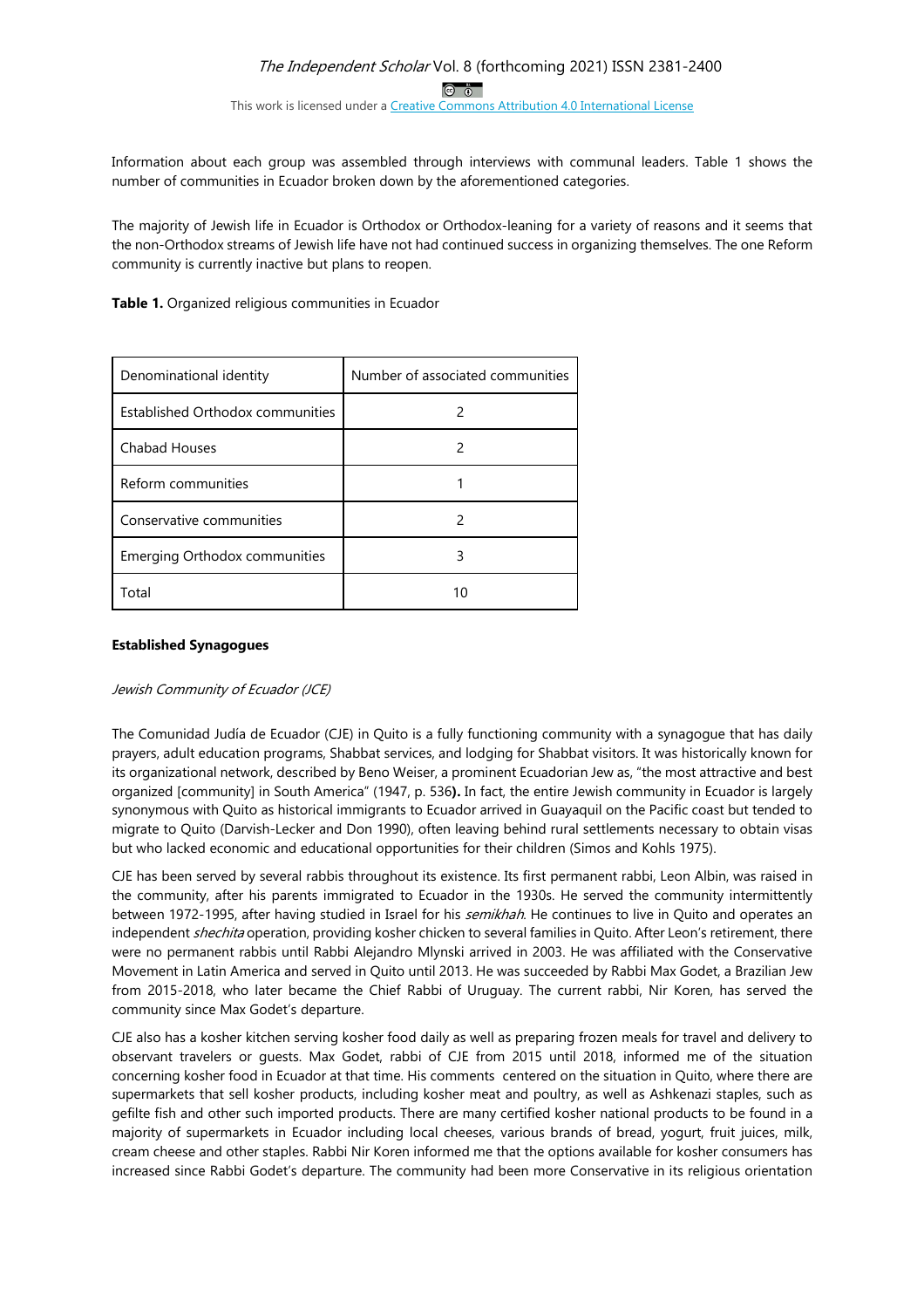Information about each group was assembled through interviews with communal leaders. Table 1 shows the number of communities in Ecuador broken down by the aforementioned categories.

The majority of Jewish life in Ecuador is Orthodox or Orthodox-leaning for a variety of reasons and it seems that the non-Orthodox streams of Jewish life have not had continued success in organizing themselves. The one Reform community is currently inactive but plans to reopen.

**Table 1.** Organized religious communities in Ecuador

| Denominational identity | Number of associated communities |
|---|---|
| Established Orthodox communities | 2 |
| Chabad Houses | 2 |
| Reform communities | 1 |
| Conservative communities | 2 |
| Emerging Orthodox communities | 3 |
| Total | 10 |

**Established Synagogues**

*Jewish Community of Ecuador (JCE)*

The Comunidad Judía de Ecuador (CJE) in Quito is a fully functioning community with a synagogue that has daily prayers, adult education programs, Shabbat services, and lodging for Shabbat visitors. It was historically known for its organizational network, described by Beno Weiser, a prominent Ecuadorian Jew as, "the most attractive and best organized [community] in South America" (1947, p. 536**).** In fact, the entire Jewish community in Ecuador is largely synonymous with Quito as historical immigrants to Ecuador arrived in Guayaquil on the Pacific coast but tended to migrate to Quito (Darvish-Lecker and Don 1990), often leaving behind rural settlements necessary to obtain visas but who lacked economic and educational opportunities for their children (Simos and Kohls 1975).

CJE has been served by several rabbis throughout its existence. Its first permanent rabbi, Leon Albin, was raised in the community, after his parents immigrated to Ecuador in the 1930s. He served the community intermittently between 1972-1995, after having studied in Israel for his *semikhah*. He continues to live in Quito and operates an independent *shechita* operation, providing kosher chicken to several families in Quito. After Leon's retirement, there were no permanent rabbis until Rabbi Alejandro Mlynski arrived in 2003. He was affiliated with the Conservative Movement in Latin America and served in Quito until 2013. He was succeeded by Rabbi Max Godet, a Brazilian Jew from 2015-2018, who later became the Chief Rabbi of Uruguay. The current rabbi, Nir Koren, has served the community since Max Godet's departure.

CJE also has a kosher kitchen serving kosher food daily as well as preparing frozen meals for travel and delivery to observant travelers or guests. Max Godet, rabbi of CJE from 2015 until 2018, informed me of the situation concerning kosher food in Ecuador at that time. His comments centered on the situation in Quito, where there are supermarkets that sell kosher products, including kosher meat and poultry, as well as Ashkenazi staples, such as gefilte fish and other such imported products. There are many certified kosher national products to be found in a majority of supermarkets in Ecuador including local cheeses, various brands of bread, yogurt, fruit juices, milk, cream cheese and other staples. Rabbi Nir Koren informed me that the options available for kosher consumers has increased since Rabbi Godet's departure. The community had been more Conservative in its religious orientation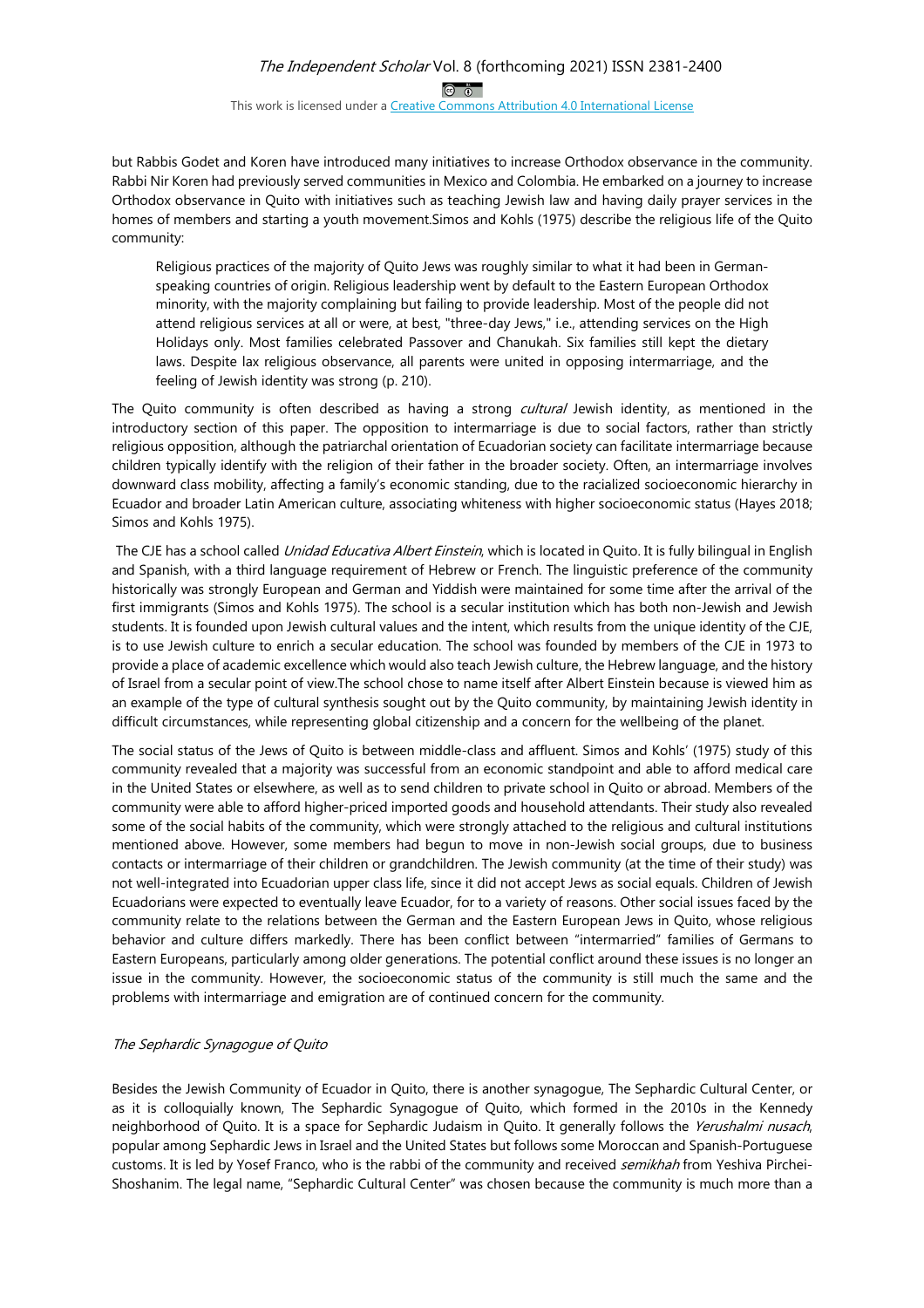but Rabbis Godet and Koren have introduced many initiatives to increase Orthodox observance in the community. Rabbi Nir Koren had previously served communities in Mexico and Colombia. He embarked on a journey to increase Orthodox observance in Quito with initiatives such as teaching Jewish law and having daily prayer services in the homes of members and starting a youth movement.Simos and Kohls (1975) describe the religious life of the Quito community:

> Religious practices of the majority of Quito Jews was roughly similar to what it had been in German-speaking countries of origin. Religious leadership went by default to the Eastern European Orthodox minority, with the majority complaining but failing to provide leadership. Most of the people did not attend religious services at all or were, at best, "three-day Jews," i.e., attending services on the High Holidays only. Most families celebrated Passover and Chanukah. Six families still kept the dietary laws. Despite lax religious observance, all parents were united in opposing intermarriage, and the feeling of Jewish identity was strong (p. 210).

The Quito community is often described as having a strong *cultural* Jewish identity, as mentioned in the introductory section of this paper. The opposition to intermarriage is due to social factors, rather than strictly religious opposition, although the patriarchal orientation of Ecuadorian society can facilitate intermarriage because children typically identify with the religion of their father in the broader society. Often, an intermarriage involves downward class mobility, affecting a family's economic standing, due to the racialized socioeconomic hierarchy in Ecuador and broader Latin American culture, associating whiteness with higher socioeconomic status (Hayes 2018; Simos and Kohls 1975).

The CJE has a school called *Unidad Educativa Albert Einstein*, which is located in Quito. It is fully bilingual in English and Spanish, with a third language requirement of Hebrew or French. The linguistic preference of the community historically was strongly European and German and Yiddish were maintained for some time after the arrival of the first immigrants (Simos and Kohls 1975). The school is a secular institution which has both non-Jewish and Jewish students. It is founded upon Jewish cultural values and the intent, which results from the unique identity of the CJE, is to use Jewish culture to enrich a secular education. The school was founded by members of the CJE in 1973 to provide a place of academic excellence which would also teach Jewish culture, the Hebrew language, and the history of Israel from a secular point of view.The school chose to name itself after Albert Einstein because is viewed him as an example of the type of cultural synthesis sought out by the Quito community, by maintaining Jewish identity in difficult circumstances, while representing global citizenship and a concern for the wellbeing of the planet.

The social status of the Jews of Quito is between middle-class and affluent. Simos and Kohls' (1975) study of this community revealed that a majority was successful from an economic standpoint and able to afford medical care in the United States or elsewhere, as well as to send children to private school in Quito or abroad. Members of the community were able to afford higher-priced imported goods and household attendants. Their study also revealed some of the social habits of the community, which were strongly attached to the religious and cultural institutions mentioned above. However, some members had begun to move in non-Jewish social groups, due to business contacts or intermarriage of their children or grandchildren. The Jewish community (at the time of their study) was not well-integrated into Ecuadorian upper class life, since it did not accept Jews as social equals. Children of Jewish Ecuadorians were expected to eventually leave Ecuador, for to a variety of reasons. Other social issues faced by the community relate to the relations between the German and the Eastern European Jews in Quito, whose religious behavior and culture differs markedly. There has been conflict between "intermarried" families of Germans to Eastern Europeans, particularly among older generations. The potential conflict around these issues is no longer an issue in the community. However, the socioeconomic status of the community is still much the same and the problems with intermarriage and emigration are of continued concern for the community.

### *The Sephardic Synagogue of Quito*

Besides the Jewish Community of Ecuador in Quito, there is another synagogue, The Sephardic Cultural Center, or as it is colloquially known, The Sephardic Synagogue of Quito, which formed in the 2010s in the Kennedy neighborhood of Quito. It is a space for Sephardic Judaism in Quito. It generally follows the *Yerushalmi nusach*, popular among Sephardic Jews in Israel and the United States but follows some Moroccan and Spanish-Portuguese customs. It is led by Yosef Franco, who is the rabbi of the community and received *semikhah* from Yeshiva Pirchei-Shoshanim. The legal name, "Sephardic Cultural Center" was chosen because the community is much more than a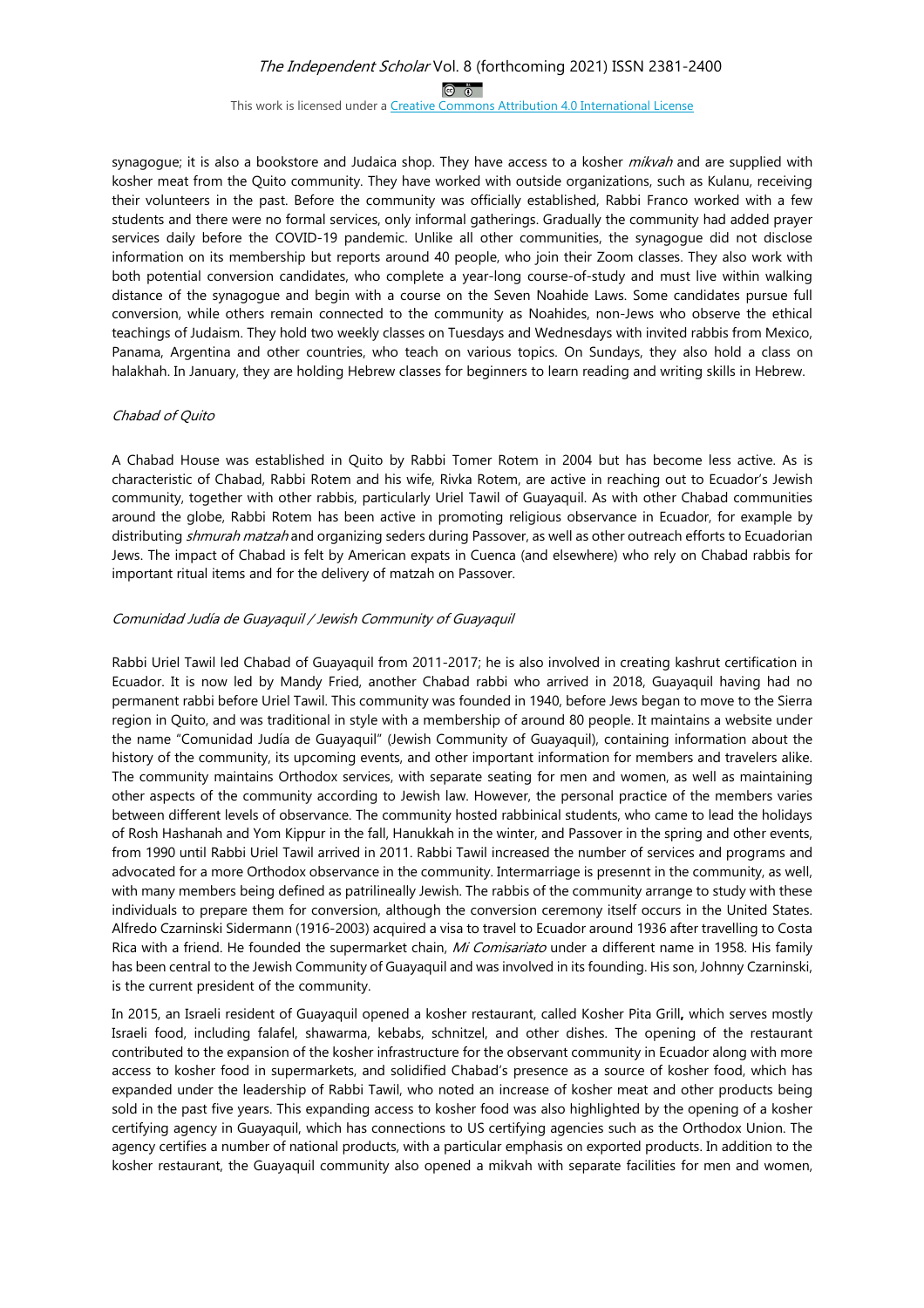synagogue; it is also a bookstore and Judaica shop. They have access to a kosher *mikvah* and are supplied with kosher meat from the Quito community. They have worked with outside organizations, such as Kulanu, receiving their volunteers in the past. Before the community was officially established, Rabbi Franco worked with a few students and there were no formal services, only informal gatherings. Gradually the community had added prayer services daily before the COVID-19 pandemic. Unlike all other communities, the synagogue did not disclose information on its membership but reports around 40 people, who join their Zoom classes. They also work with both potential conversion candidates, who complete a year-long course-of-study and must live within walking distance of the synagogue and begin with a course on the Seven Noahide Laws. Some candidates pursue full conversion, while others remain connected to the community as Noahides, non-Jews who observe the ethical teachings of Judaism. They hold two weekly classes on Tuesdays and Wednesdays with invited rabbis from Mexico, Panama, Argentina and other countries, who teach on various topics. On Sundays, they also hold a class on halakhah. In January, they are holding Hebrew classes for beginners to learn reading and writing skills in Hebrew.

*Chabad of Quito*

A Chabad House was established in Quito by Rabbi Tomer Rotem in 2004 but has become less active. As is characteristic of Chabad, Rabbi Rotem and his wife, Rivka Rotem, are active in reaching out to Ecuador's Jewish community, together with other rabbis, particularly Uriel Tawil of Guayaquil. As with other Chabad communities around the globe, Rabbi Rotem has been active in promoting religious observance in Ecuador, for example by distributing *shmurah matzah* and organizing seders during Passover, as well as other outreach efforts to Ecuadorian Jews. The impact of Chabad is felt by American expats in Cuenca (and elsewhere) who rely on Chabad rabbis for important ritual items and for the delivery of matzah on Passover.

*Comunidad Judía de Guayaquil / Jewish Community of Guayaquil*

Rabbi Uriel Tawil led Chabad of Guayaquil from 2011-2017; he is also involved in creating kashrut certification in Ecuador. It is now led by Mandy Fried, another Chabad rabbi who arrived in 2018, Guayaquil having had no permanent rabbi before Uriel Tawil. This community was founded in 1940, before Jews began to move to the Sierra region in Quito, and was traditional in style with a membership of around 80 people. It maintains a website under the name "Comunidad Judía de Guayaquil" (Jewish Community of Guayaquil), containing information about the history of the community, its upcoming events, and other important information for members and travelers alike. The community maintains Orthodox services, with separate seating for men and women, as well as maintaining other aspects of the community according to Jewish law. However, the personal practice of the members varies between different levels of observance. The community hosted rabbinical students, who came to lead the holidays of Rosh Hashanah and Yom Kippur in the fall, Hanukkah in the winter, and Passover in the spring and other events, from 1990 until Rabbi Uriel Tawil arrived in 2011. Rabbi Tawil increased the number of services and programs and advocated for a more Orthodox observance in the community. Intermarriage is presennt in the community, as well, with many members being defined as patrilineally Jewish. The rabbis of the community arrange to study with these individuals to prepare them for conversion, although the conversion ceremony itself occurs in the United States. Alfredo Czarninski Sidermann (1916-2003) acquired a visa to travel to Ecuador around 1936 after travelling to Costa Rica with a friend. He founded the supermarket chain, *Mi Comisariato* under a different name in 1958. His family has been central to the Jewish Community of Guayaquil and was involved in its founding. His son, Johnny Czarninski, is the current president of the community.

In 2015, an Israeli resident of Guayaquil opened a kosher restaurant, called Kosher Pita Grill**,** which serves mostly Israeli food, including falafel, shawarma, kebabs, schnitzel, and other dishes. The opening of the restaurant contributed to the expansion of the kosher infrastructure for the observant community in Ecuador along with more access to kosher food in supermarkets, and solidified Chabad's presence as a source of kosher food, which has expanded under the leadership of Rabbi Tawil, who noted an increase of kosher meat and other products being sold in the past five years. This expanding access to kosher food was also highlighted by the opening of a kosher certifying agency in Guayaquil, which has connections to US certifying agencies such as the Orthodox Union. The agency certifies a number of national products, with a particular emphasis on exported products. In addition to the kosher restaurant, the Guayaquil community also opened a mikvah with separate facilities for men and women,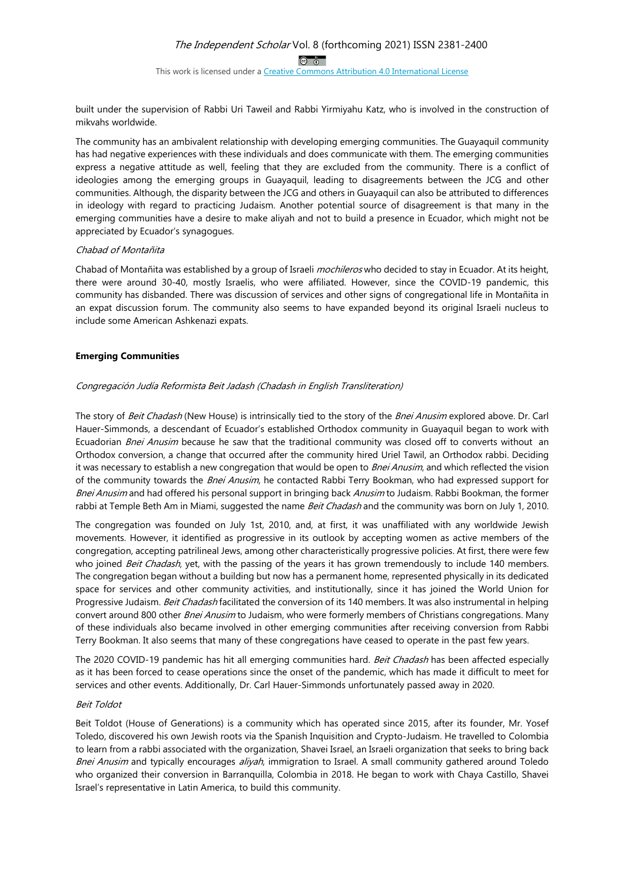built under the supervision of Rabbi Uri Taweil and Rabbi Yirmiyahu Katz, who is involved in the construction of mikvahs worldwide.

The community has an ambivalent relationship with developing emerging communities. The Guayaquil community has had negative experiences with these individuals and does communicate with them. The emerging communities express a negative attitude as well, feeling that they are excluded from the community. There is a conflict of ideologies among the emerging groups in Guayaquil, leading to disagreements between the JCG and other communities. Although, the disparity between the JCG and others in Guayaquil can also be attributed to differences in ideology with regard to practicing Judaism. Another potential source of disagreement is that many in the emerging communities have a desire to make aliyah and not to build a presence in Ecuador, which might not be appreciated by Ecuador's synagogues.

*Chabad of Montañita*

Chabad of Montañita was established by a group of Israeli *mochileros* who decided to stay in Ecuador. At its height, there were around 30-40, mostly Israelis, who were affiliated. However, since the COVID-19 pandemic, this community has disbanded. There was discussion of services and other signs of congregational life in Montañita in an expat discussion forum. The community also seems to have expanded beyond its original Israeli nucleus to include some American Ashkenazi expats.

**Emerging Communities**

*Congregación Judía Reformista Beit Jadash (Chadash in English Transliteration)*

The story of *Beit Chadash* (New House) is intrinsically tied to the story of the *Bnei Anusim* explored above. Dr. Carl Hauer-Simmonds, a descendant of Ecuador's established Orthodox community in Guayaquil began to work with Ecuadorian *Bnei Anusim* because he saw that the traditional community was closed off to converts without an Orthodox conversion, a change that occurred after the community hired Uriel Tawil, an Orthodox rabbi. Deciding it was necessary to establish a new congregation that would be open to *Bnei Anusim*, and which reflected the vision of the community towards the *Bnei Anusim*, he contacted Rabbi Terry Bookman, who had expressed support for *Bnei Anusim* and had offered his personal support in bringing back *Anusim* to Judaism. Rabbi Bookman, the former rabbi at Temple Beth Am in Miami, suggested the name *Beit Chadash* and the community was born on July 1, 2010.

The congregation was founded on July 1st, 2010, and, at first, it was unaffiliated with any worldwide Jewish movements. However, it identified as progressive in its outlook by accepting women as active members of the congregation, accepting patrilineal Jews, among other characteristically progressive policies. At first, there were few who joined *Beit Chadash*, yet, with the passing of the years it has grown tremendously to include 140 members. The congregation began without a building but now has a permanent home, represented physically in its dedicated space for services and other community activities, and institutionally, since it has joined the World Union for Progressive Judaism. *Beit Chadash* facilitated the conversion of its 140 members. It was also instrumental in helping convert around 800 other *Bnei Anusim* to Judaism, who were formerly members of Christians congregations. Many of these individuals also became involved in other emerging communities after receiving conversion from Rabbi Terry Bookman. It also seems that many of these congregations have ceased to operate in the past few years.

The 2020 COVID-19 pandemic has hit all emerging communities hard. *Beit Chadash* has been affected especially as it has been forced to cease operations since the onset of the pandemic, which has made it difficult to meet for services and other events. Additionally, Dr. Carl Hauer-Simmonds unfortunately passed away in 2020.

*Beit Toldot*

Beit Toldot (House of Generations) is a community which has operated since 2015, after its founder, Mr. Yosef Toledo, discovered his own Jewish roots via the Spanish Inquisition and Crypto-Judaism. He travelled to Colombia to learn from a rabbi associated with the organization, Shavei Israel, an Israeli organization that seeks to bring back *Bnei Anusim* and typically encourages *aliyah*, immigration to Israel. A small community gathered around Toledo who organized their conversion in Barranquilla, Colombia in 2018. He began to work with Chaya Castillo, Shavei Israel's representative in Latin America, to build this community.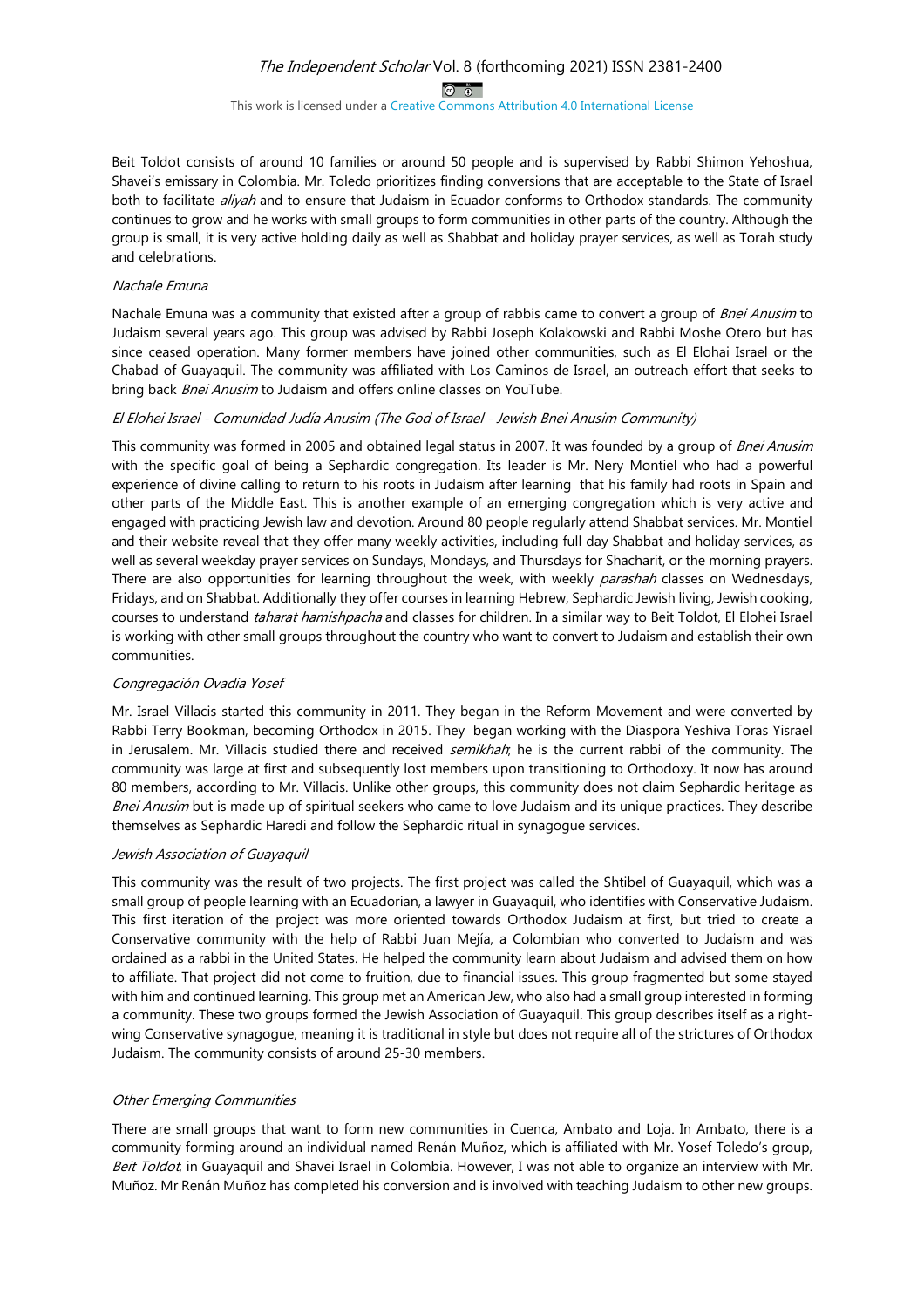Beit Toldot consists of around 10 families or around 50 people and is supervised by Rabbi Shimon Yehoshua, Shavei's emissary in Colombia. Mr. Toledo prioritizes finding conversions that are acceptable to the State of Israel both to facilitate *aliyah* and to ensure that Judaism in Ecuador conforms to Orthodox standards. The community continues to grow and he works with small groups to form communities in other parts of the country. Although the group is small, it is very active holding daily as well as Shabbat and holiday prayer services, as well as Torah study and celebrations.

*Nachale Emuna*

Nachale Emuna was a community that existed after a group of rabbis came to convert a group of *Bnei Anusim* to Judaism several years ago. This group was advised by Rabbi Joseph Kolakowski and Rabbi Moshe Otero but has since ceased operation. Many former members have joined other communities, such as El Elohai Israel or the Chabad of Guayaquil. The community was affiliated with Los Caminos de Israel, an outreach effort that seeks to bring back *Bnei Anusim* to Judaism and offers online classes on YouTube.

*El Elohei Israel - Comunidad Judía Anusim (The God of Israel - Jewish Bnei Anusim Community)*

This community was formed in 2005 and obtained legal status in 2007. It was founded by a group of *Bnei Anusim* with the specific goal of being a Sephardic congregation. Its leader is Mr. Nery Montiel who had a powerful experience of divine calling to return to his roots in Judaism after learning that his family had roots in Spain and other parts of the Middle East. This is another example of an emerging congregation which is very active and engaged with practicing Jewish law and devotion. Around 80 people regularly attend Shabbat services. Mr. Montiel and their website reveal that they offer many weekly activities, including full day Shabbat and holiday services, as well as several weekday prayer services on Sundays, Mondays, and Thursdays for Shacharit, or the morning prayers. There are also opportunities for learning throughout the week, with weekly *parashah* classes on Wednesdays, Fridays, and on Shabbat. Additionally they offer courses in learning Hebrew, Sephardic Jewish living, Jewish cooking, courses to understand *taharat hamishpacha* and classes for children. In a similar way to Beit Toldot, El Elohei Israel is working with other small groups throughout the country who want to convert to Judaism and establish their own communities.

*Congregación Ovadia Yosef*

Mr. Israel Villacis started this community in 2011. They began in the Reform Movement and were converted by Rabbi Terry Bookman, becoming Orthodox in 2015. They began working with the Diaspora Yeshiva Toras Yisrael in Jerusalem. Mr. Villacis studied there and received *semikhah*; he is the current rabbi of the community. The community was large at first and subsequently lost members upon transitioning to Orthodoxy. It now has around 80 members, according to Mr. Villacis. Unlike other groups, this community does not claim Sephardic heritage as *Bnei Anusim* but is made up of spiritual seekers who came to love Judaism and its unique practices. They describe themselves as Sephardic Haredi and follow the Sephardic ritual in synagogue services.

*Jewish Association of Guayaquil*

This community was the result of two projects. The first project was called the Shtibel of Guayaquil, which was a small group of people learning with an Ecuadorian, a lawyer in Guayaquil, who identifies with Conservative Judaism. This first iteration of the project was more oriented towards Orthodox Judaism at first, but tried to create a Conservative community with the help of Rabbi Juan Mejía, a Colombian who converted to Judaism and was ordained as a rabbi in the United States. He helped the community learn about Judaism and advised them on how to affiliate. That project did not come to fruition, due to financial issues. This group fragmented but some stayed with him and continued learning. This group met an American Jew, who also had a small group interested in forming a community. These two groups formed the Jewish Association of Guayaquil. This group describes itself as a right-wing Conservative synagogue, meaning it is traditional in style but does not require all of the strictures of Orthodox Judaism. The community consists of around 25-30 members.

*Other Emerging Communities*

There are small groups that want to form new communities in Cuenca, Ambato and Loja. In Ambato, there is a community forming around an individual named Renán Muñoz, which is affiliated with Mr. Yosef Toledo's group, *Beit Toldot*, in Guayaquil and Shavei Israel in Colombia. However, I was not able to organize an interview with Mr. Muñoz. Mr Renán Muñoz has completed his conversion and is involved with teaching Judaism to other new groups.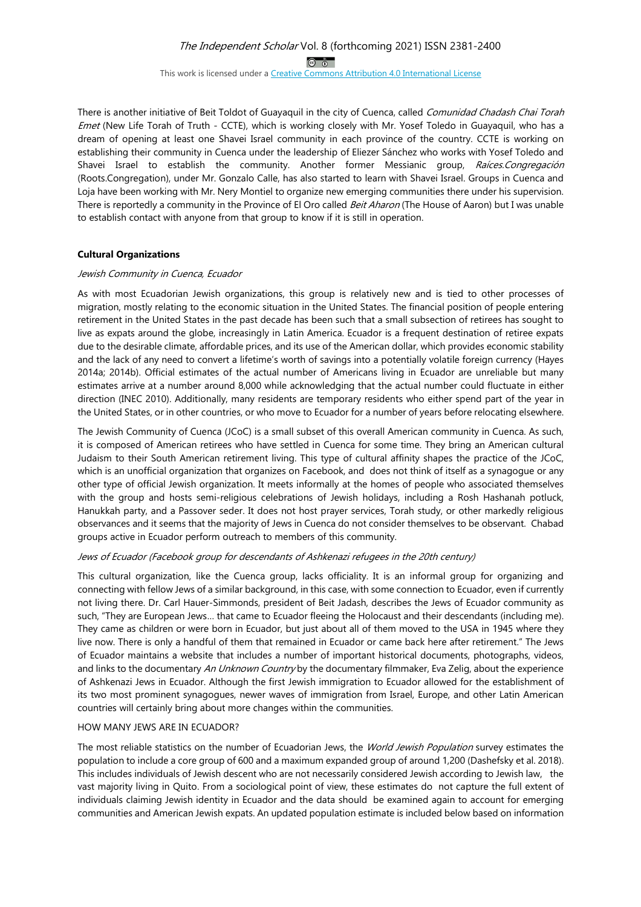There is another initiative of Beit Toldot of Guayaquil in the city of Cuenca, called *Comunidad Chadash Chai Torah Emet* (New Life Torah of Truth - CCTE), which is working closely with Mr. Yosef Toledo in Guayaquil, who has a dream of opening at least one Shavei Israel community in each province of the country. CCTE is working on establishing their community in Cuenca under the leadership of Eliezer Sánchez who works with Yosef Toledo and Shavei Israel to establish the community. Another former Messianic group, *Raíces.Congregación* (Roots.Congregation), under Mr. Gonzalo Calle, has also started to learn with Shavei Israel. Groups in Cuenca and Loja have been working with Mr. Nery Montiel to organize new emerging communities there under his supervision. There is reportedly a community in the Province of El Oro called *Beit Aharon* (The House of Aaron) but I was unable to establish contact with anyone from that group to know if it is still in operation.

**Cultural Organizations**

*Jewish Community in Cuenca, Ecuador*

As with most Ecuadorian Jewish organizations, this group is relatively new and is tied to other processes of migration, mostly relating to the economic situation in the United States. The financial position of people entering retirement in the United States in the past decade has been such that a small subsection of retirees has sought to live as expats around the globe, increasingly in Latin America. Ecuador is a frequent destination of retiree expats due to the desirable climate, affordable prices, and its use of the American dollar, which provides economic stability and the lack of any need to convert a lifetime's worth of savings into a potentially volatile foreign currency (Hayes 2014a; 2014b). Official estimates of the actual number of Americans living in Ecuador are unreliable but many estimates arrive at a number around 8,000 while acknowledging that the actual number could fluctuate in either direction (INEC 2010). Additionally, many residents are temporary residents who either spend part of the year in the United States, or in other countries, or who move to Ecuador for a number of years before relocating elsewhere.

The Jewish Community of Cuenca (JCoC) is a small subset of this overall American community in Cuenca. As such, it is composed of American retirees who have settled in Cuenca for some time. They bring an American cultural Judaism to their South American retirement living. This type of cultural affinity shapes the practice of the JCoC, which is an unofficial organization that organizes on Facebook, and does not think of itself as a synagogue or any other type of official Jewish organization. It meets informally at the homes of people who associated themselves with the group and hosts semi-religious celebrations of Jewish holidays, including a Rosh Hashanah potluck, Hanukkah party, and a Passover seder. It does not host prayer services, Torah study, or other markedly religious observances and it seems that the majority of Jews in Cuenca do not consider themselves to be observant. Chabad groups active in Ecuador perform outreach to members of this community.

*Jews of Ecuador (Facebook group for descendants of Ashkenazi refugees in the 20th century)*

This cultural organization, like the Cuenca group, lacks officiality. It is an informal group for organizing and connecting with fellow Jews of a similar background, in this case, with some connection to Ecuador, even if currently not living there. Dr. Carl Hauer-Simmonds, president of Beit Jadash, describes the Jews of Ecuador community as such, "They are European Jews… that came to Ecuador fleeing the Holocaust and their descendants (including me). They came as children or were born in Ecuador, but just about all of them moved to the USA in 1945 where they live now. There is only a handful of them that remained in Ecuador or came back here after retirement." The Jews of Ecuador maintains a website that includes a number of important historical documents, photographs, videos, and links to the documentary *An Unknown Country* by the documentary filmmaker, Eva Zelig, about the experience of Ashkenazi Jews in Ecuador. Although the first Jewish immigration to Ecuador allowed for the establishment of its two most prominent synagogues, newer waves of immigration from Israel, Europe, and other Latin American countries will certainly bring about more changes within the communities.

HOW MANY JEWS ARE IN ECUADOR?

The most reliable statistics on the number of Ecuadorian Jews, the *World Jewish Population* survey estimates the population to include a core group of 600 and a maximum expanded group of around 1,200 (Dashefsky et al. 2018). This includes individuals of Jewish descent who are not necessarily considered Jewish according to Jewish law, the vast majority living in Quito. From a sociological point of view, these estimates do not capture the full extent of individuals claiming Jewish identity in Ecuador and the data should be examined again to account for emerging communities and American Jewish expats. An updated population estimate is included below based on information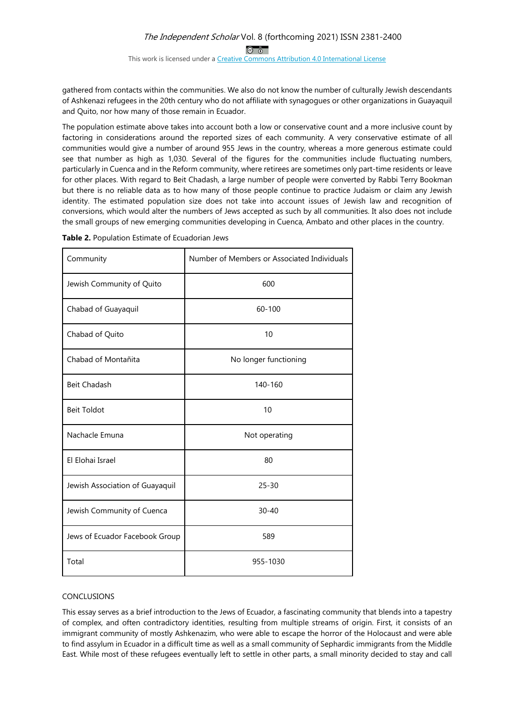gathered from contacts within the communities. We also do not know the number of culturally Jewish descendants of Ashkenazi refugees in the 20th century who do not affiliate with synagogues or other organizations in Guayaquil and Quito, nor how many of those remain in Ecuador.

The population estimate above takes into account both a low or conservative count and a more inclusive count by factoring in considerations around the reported sizes of each community. A very conservative estimate of all communities would give a number of around 955 Jews in the country, whereas a more generous estimate could see that number as high as 1,030. Several of the figures for the communities include fluctuating numbers, particularly in Cuenca and in the Reform community, where retirees are sometimes only part-time residents or leave for other places. With regard to Beit Chadash, a large number of people were converted by Rabbi Terry Bookman but there is no reliable data as to how many of those people continue to practice Judaism or claim any Jewish identity. The estimated population size does not take into account issues of Jewish law and recognition of conversions, which would alter the numbers of Jews accepted as such by all communities. It also does not include the small groups of new emerging communities developing in Cuenca, Ambato and other places in the country.

**Table 2.** Population Estimate of Ecuadorian Jews

| Community | Number of Members or Associated Individuals |
|---|---|
| Jewish Community of Quito | 600 |
| Chabad of Guayaquil | 60-100 |
| Chabad of Quito | 10 |
| Chabad of Montañita | No longer functioning |
| Beit Chadash | 140-160 |
| Beit Toldot | 10 |
| Nachacle Emuna | Not operating |
| El Elohai Israel | 80 |
| Jewish Association of Guayaquil | 25-30 |
| Jewish Community of Cuenca | 30-40 |
| Jews of Ecuador Facebook Group | 589 |
| Total | 955-1030 |

## CONCLUSIONS

This essay serves as a brief introduction to the Jews of Ecuador, a fascinating community that blends into a tapestry of complex, and often contradictory identities, resulting from multiple streams of origin. First, it consists of an immigrant community of mostly Ashkenazim, who were able to escape the horror of the Holocaust and were able to find assylum in Ecuador in a difficult time as well as a small community of Sephardic immigrants from the Middle East. While most of these refugees eventually left to settle in other parts, a small minority decided to stay and call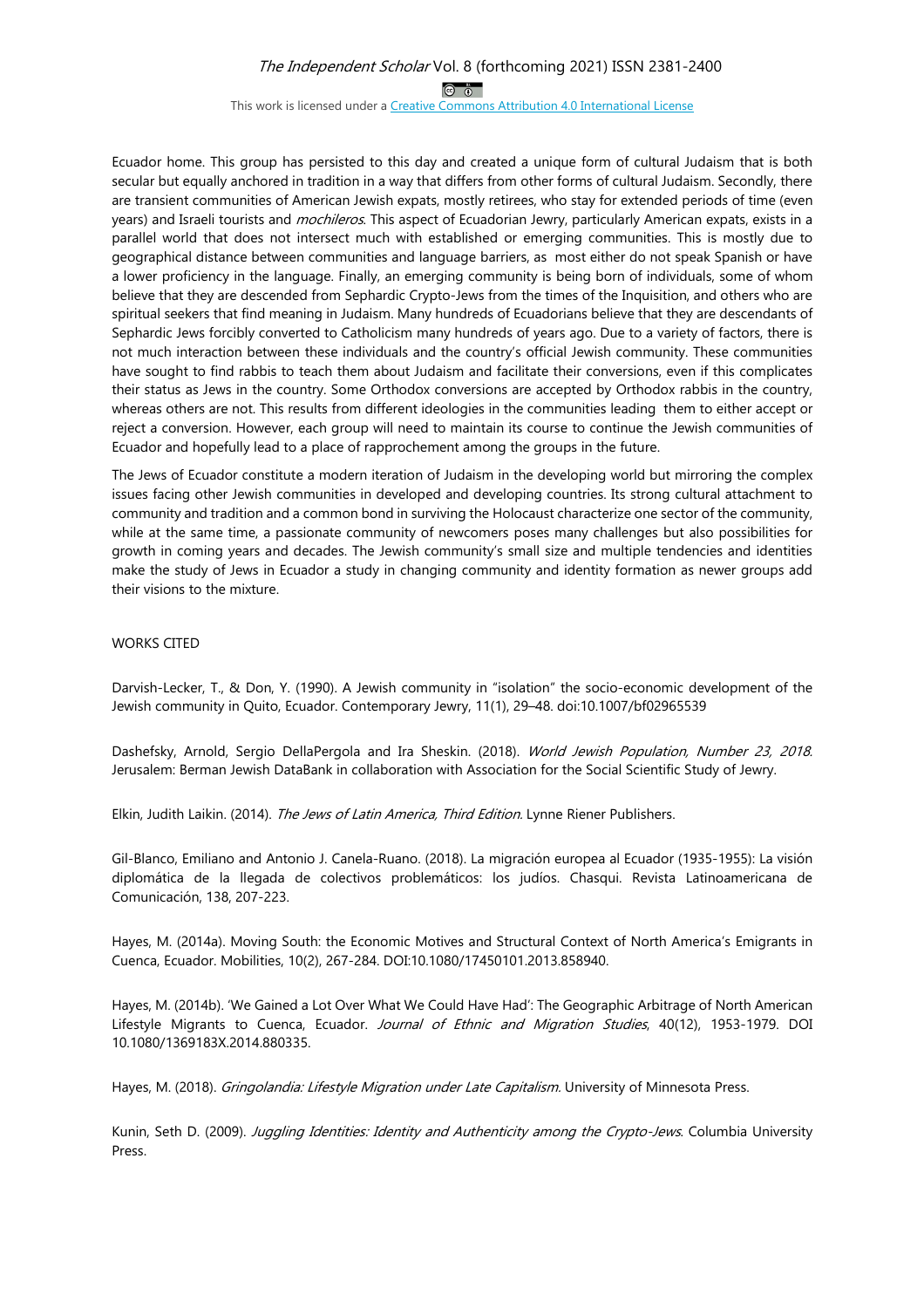Ecuador home. This group has persisted to this day and created a unique form of cultural Judaism that is both secular but equally anchored in tradition in a way that differs from other forms of cultural Judaism. Secondly, there are transient communities of American Jewish expats, mostly retirees, who stay for extended periods of time (even years) and Israeli tourists and *mochileros*. This aspect of Ecuadorian Jewry, particularly American expats, exists in a parallel world that does not intersect much with established or emerging communities. This is mostly due to geographical distance between communities and language barriers, as most either do not speak Spanish or have a lower proficiency in the language. Finally, an emerging community is being born of individuals, some of whom believe that they are descended from Sephardic Crypto-Jews from the times of the Inquisition, and others who are spiritual seekers that find meaning in Judaism. Many hundreds of Ecuadorians believe that they are descendants of Sephardic Jews forcibly converted to Catholicism many hundreds of years ago. Due to a variety of factors, there is not much interaction between these individuals and the country's official Jewish community. These communities have sought to find rabbis to teach them about Judaism and facilitate their conversions, even if this complicates their status as Jews in the country. Some Orthodox conversions are accepted by Orthodox rabbis in the country, whereas others are not. This results from different ideologies in the communities leading them to either accept or reject a conversion. However, each group will need to maintain its course to continue the Jewish communities of Ecuador and hopefully lead to a place of rapprochement among the groups in the future.

The Jews of Ecuador constitute a modern iteration of Judaism in the developing world but mirroring the complex issues facing other Jewish communities in developed and developing countries. Its strong cultural attachment to community and tradition and a common bond in surviving the Holocaust characterize one sector of the community, while at the same time, a passionate community of newcomers poses many challenges but also possibilities for growth in coming years and decades. The Jewish community's small size and multiple tendencies and identities make the study of Jews in Ecuador a study in changing community and identity formation as newer groups add their visions to the mixture.

WORKS CITED

Darvish-Lecker, T., & Don, Y. (1990). A Jewish community in "isolation" the socio-economic development of the Jewish community in Quito, Ecuador. Contemporary Jewry, 11(1), 29–48. doi:10.1007/bf02965539

Dashefsky, Arnold, Sergio DellaPergola and Ira Sheskin. (2018). *World Jewish Population, Number 23, 2018*. Jerusalem: Berman Jewish DataBank in collaboration with Association for the Social Scientific Study of Jewry.

Elkin, Judith Laikin. (2014). *The Jews of Latin America, Third Edition.* Lynne Riener Publishers.

Gil-Blanco, Emiliano and Antonio J. Canela-Ruano. (2018). La migración europea al Ecuador (1935-1955): La visión diplomática de la llegada de colectivos problemáticos: los judíos. Chasqui. Revista Latinoamericana de Comunicación, 138, 207-223.

Hayes, M. (2014a). Moving South: the Economic Motives and Structural Context of North America's Emigrants in Cuenca, Ecuador. Mobilities, 10(2), 267-284. DOI:10.1080/17450101.2013.858940.

Hayes, M. (2014b). 'We Gained a Lot Over What We Could Have Had': The Geographic Arbitrage of North American Lifestyle Migrants to Cuenca, Ecuador. *Journal of Ethnic and Migration Studies*, 40(12), 1953-1979. DOI 10.1080/1369183X.2014.880335.

Hayes, M. (2018). *Gringolandia: Lifestyle Migration under Late Capitalism.* University of Minnesota Press.

Kunin, Seth D. (2009). *Juggling Identities: Identity and Authenticity among the Crypto-Jews*. Columbia University Press.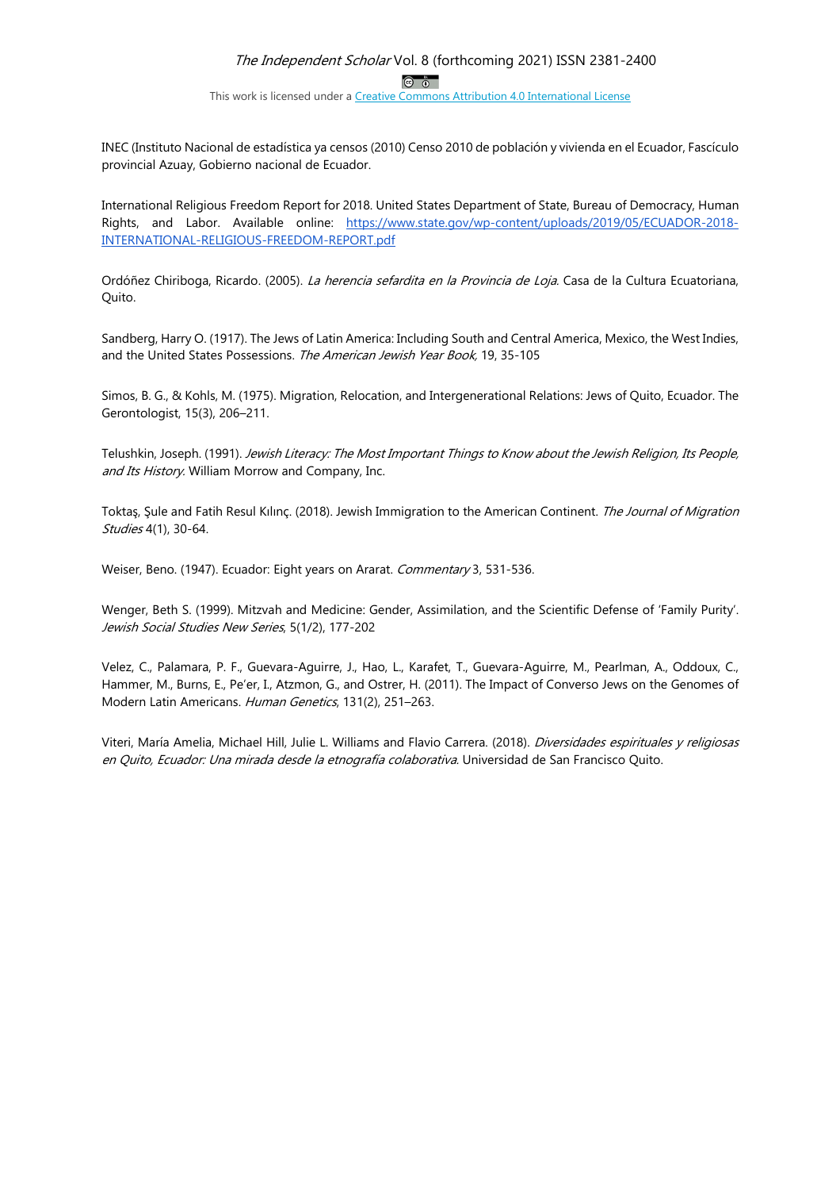INEC (Instituto Nacional de estadística ya censos (2010) Censo 2010 de población y vivienda en el Ecuador, Fascículo provincial Azuay, Gobierno nacional de Ecuador.

International Religious Freedom Report for 2018. United States Department of State, Bureau of Democracy, Human Rights, and Labor. Available online: https://www.state.gov/wp-content/uploads/2019/05/ECUADOR-2018-INTERNATIONAL-RELIGIOUS-FREEDOM-REPORT.pdf

Ordóñez Chiriboga, Ricardo. (2005). *La herencia sefardita en la Provincia de Loja*. Casa de la Cultura Ecuatoriana, Quito.

Sandberg, Harry O. (1917). The Jews of Latin America: Including South and Central America, Mexico, the West Indies, and the United States Possessions. *The American Jewish Year Book,* 19, 35-105

Simos, B. G., & Kohls, M. (1975). Migration, Relocation, and Intergenerational Relations: Jews of Quito, Ecuador. The Gerontologist, 15(3), 206–211.

Telushkin, Joseph. (1991). *Jewish Literacy: The Most Important Things to Know about the Jewish Religion, Its People, and Its History.* William Morrow and Company, Inc.

Toktaş, Şule and Fatih Resul Kılınç. (2018). Jewish Immigration to the American Continent. *The Journal of Migration Studies* 4(1), 30-64.

Weiser, Beno. (1947). Ecuador: Eight years on Ararat. *Commentary* 3, 531-536.

Wenger, Beth S. (1999). Mitzvah and Medicine: Gender, Assimilation, and the Scientific Defense of 'Family Purity'. *Jewish Social Studies New Series*, 5(1/2), 177-202

Velez, C., Palamara, P. F., Guevara-Aguirre, J., Hao, L., Karafet, T., Guevara-Aguirre, M., Pearlman, A., Oddoux, C., Hammer, M., Burns, E., Pe'er, I., Atzmon, G., and Ostrer, H. (2011). The Impact of Converso Jews on the Genomes of Modern Latin Americans. *Human Genetics*, 131(2), 251–263.

Viteri, María Amelia, Michael Hill, Julie L. Williams and Flavio Carrera. (2018). *Diversidades espirituales y religiosas en Quito, Ecuador: Una mirada desde la etnografía colaborativa*. Universidad de San Francisco Quito.